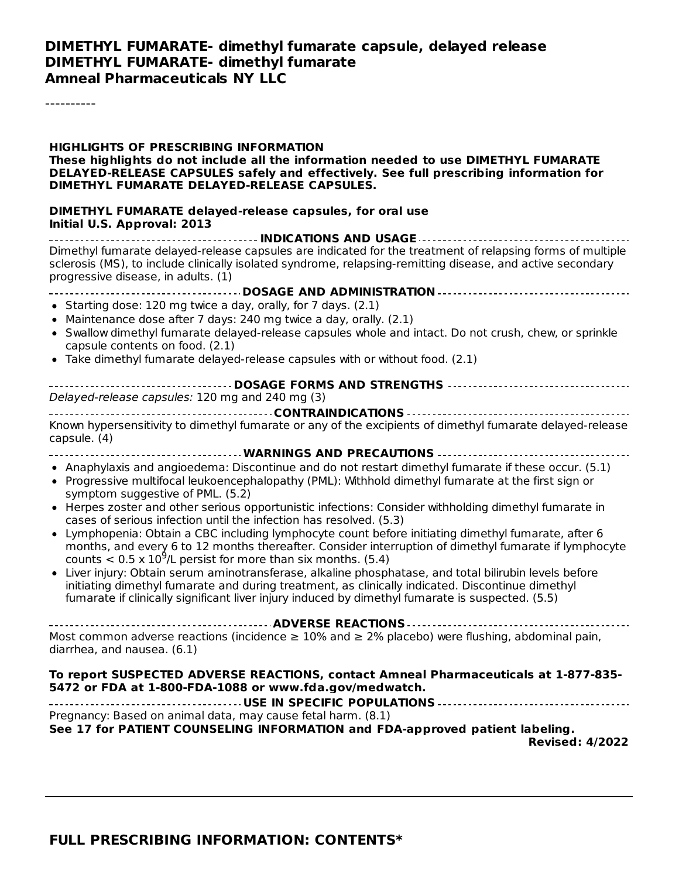**DIMETHYL FUMARATE- dimethyl fumarate capsule, delayed release**
**DIMETHYL FUMARATE- dimethyl fumarate**
**Amneal Pharmaceuticals NY LLC**

----------

**HIGHLIGHTS OF PRESCRIBING INFORMATION**
**These highlights do not include all the information needed to use DIMETHYL FUMARATE DELAYED-RELEASE CAPSULES safely and effectively. See full prescribing information for DIMETHYL FUMARATE DELAYED-RELEASE CAPSULES.**

**DIMETHYL FUMARATE delayed-release capsules, for oral use**
**Initial U.S. Approval: 2013**

**INDICATIONS AND USAGE**

Dimethyl fumarate delayed-release capsules are indicated for the treatment of relapsing forms of multiple sclerosis (MS), to include clinically isolated syndrome, relapsing-remitting disease, and active secondary progressive disease, in adults. (1)

**DOSAGE AND ADMINISTRATION**

- Starting dose: 120 mg twice a day, orally, for 7 days. (2.1)
- Maintenance dose after 7 days: 240 mg twice a day, orally. (2.1)
- Swallow dimethyl fumarate delayed-release capsules whole and intact. Do not crush, chew, or sprinkle capsule contents on food. (2.1)
- Take dimethyl fumarate delayed-release capsules with or without food. (2.1)

**DOSAGE FORMS AND STRENGTHS**

*Delayed-release capsules:* 120 mg and 240 mg (3)

**CONTRAINDICATIONS**

Known hypersensitivity to dimethyl fumarate or any of the excipients of dimethyl fumarate delayed-release capsule. (4)

**WARNINGS AND PRECAUTIONS**

- Anaphylaxis and angioedema: Discontinue and do not restart dimethyl fumarate if these occur. (5.1)
- Progressive multifocal leukoencephalopathy (PML): Withhold dimethyl fumarate at the first sign or symptom suggestive of PML. (5.2)
- Herpes zoster and other serious opportunistic infections: Consider withholding dimethyl fumarate in cases of serious infection until the infection has resolved. (5.3)
- Lymphopenia: Obtain a CBC including lymphocyte count before initiating dimethyl fumarate, after 6 months, and every 6 to 12 months thereafter. Consider interruption of dimethyl fumarate if lymphocyte counts $< 0.5 \times 10^9$/L persist for more than six months. (5.4)
- Liver injury: Obtain serum aminotransferase, alkaline phosphatase, and total bilirubin levels before initiating dimethyl fumarate and during treatment, as clinically indicated. Discontinue dimethyl fumarate if clinically significant liver injury induced by dimethyl fumarate is suspected. (5.5)

**ADVERSE REACTIONS**

Most common adverse reactions (incidence ≥ 10% and ≥ 2% placebo) were flushing, abdominal pain, diarrhea, and nausea. (6.1)

**To report SUSPECTED ADVERSE REACTIONS, contact Amneal Pharmaceuticals at 1-877-835-5472 or FDA at 1-800-FDA-1088 or www.fda.gov/medwatch.**

**USE IN SPECIFIC POPULATIONS**

Pregnancy: Based on animal data, may cause fetal harm. (8.1)

**See 17 for PATIENT COUNSELING INFORMATION and FDA-approved patient labeling.**

**Revised: 4/2022**

---

## FULL PRESCRIBING INFORMATION: CONTENTS*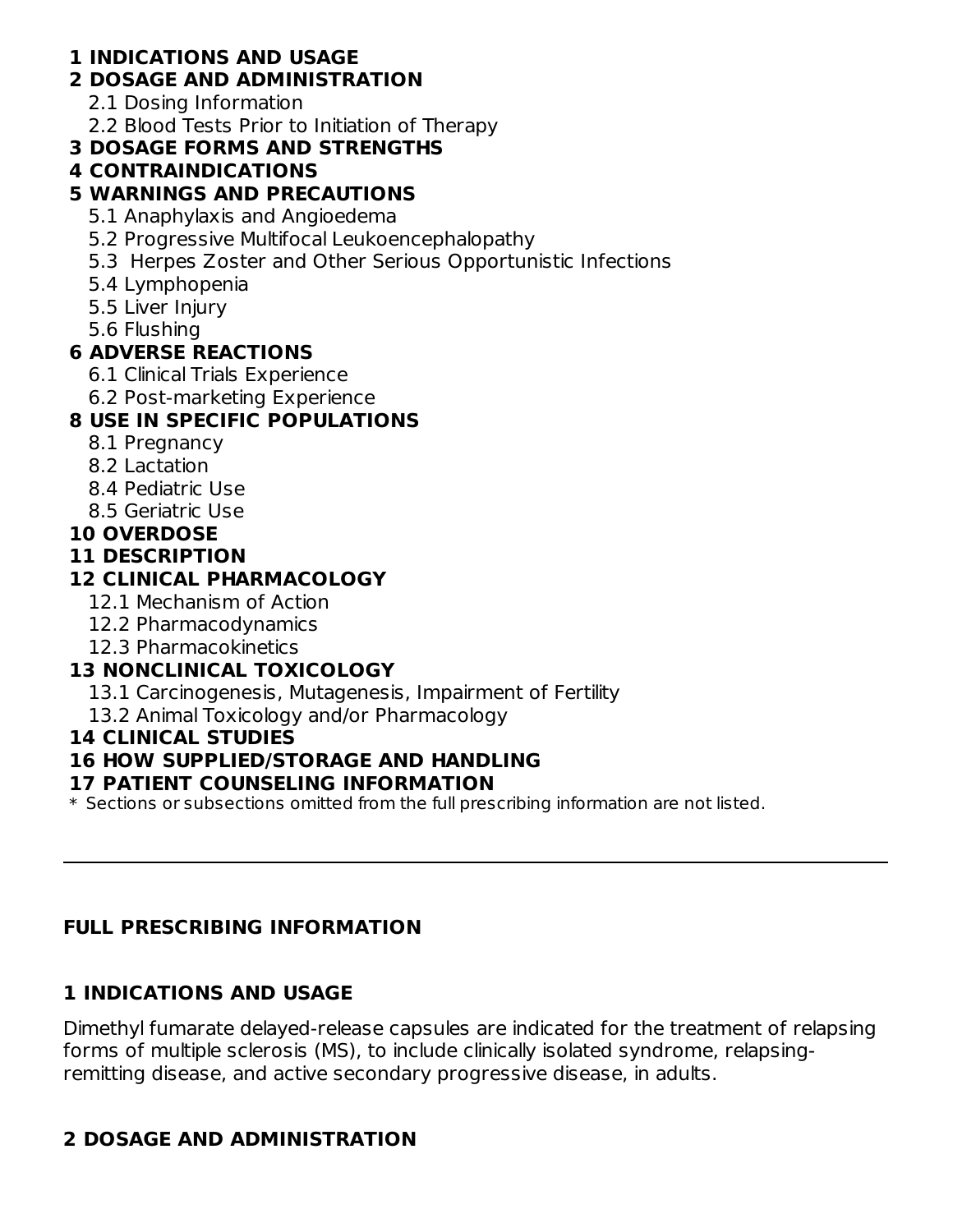**1 INDICATIONS AND USAGE**

**2 DOSAGE AND ADMINISTRATION**

- 2.1 Dosing Information
- 2.2 Blood Tests Prior to Initiation of Therapy

**3 DOSAGE FORMS AND STRENGTHS**

**4 CONTRAINDICATIONS**

**5 WARNINGS AND PRECAUTIONS**

- 5.1 Anaphylaxis and Angioedema
- 5.2 Progressive Multifocal Leukoencephalopathy
- 5.3 Herpes Zoster and Other Serious Opportunistic Infections
- 5.4 Lymphopenia
- 5.5 Liver Injury
- 5.6 Flushing

**6 ADVERSE REACTIONS**

- 6.1 Clinical Trials Experience
- 6.2 Post-marketing Experience

**8 USE IN SPECIFIC POPULATIONS**

- 8.1 Pregnancy
- 8.2 Lactation
- 8.4 Pediatric Use
- 8.5 Geriatric Use

**10 OVERDOSE**

**11 DESCRIPTION**

**12 CLINICAL PHARMACOLOGY**

- 12.1 Mechanism of Action
- 12.2 Pharmacodynamics
- 12.3 Pharmacokinetics

**13 NONCLINICAL TOXICOLOGY**

- 13.1 Carcinogenesis, Mutagenesis, Impairment of Fertility
- 13.2 Animal Toxicology and/or Pharmacology

**14 CLINICAL STUDIES**

**16 HOW SUPPLIED/STORAGE AND HANDLING**

**17 PATIENT COUNSELING INFORMATION**

\* Sections or subsections omitted from the full prescribing information are not listed.

---

## FULL PRESCRIBING INFORMATION

## 1 INDICATIONS AND USAGE

Dimethyl fumarate delayed-release capsules are indicated for the treatment of relapsing forms of multiple sclerosis (MS), to include clinically isolated syndrome, relapsing-remitting disease, and active secondary progressive disease, in adults.

## 2 DOSAGE AND ADMINISTRATION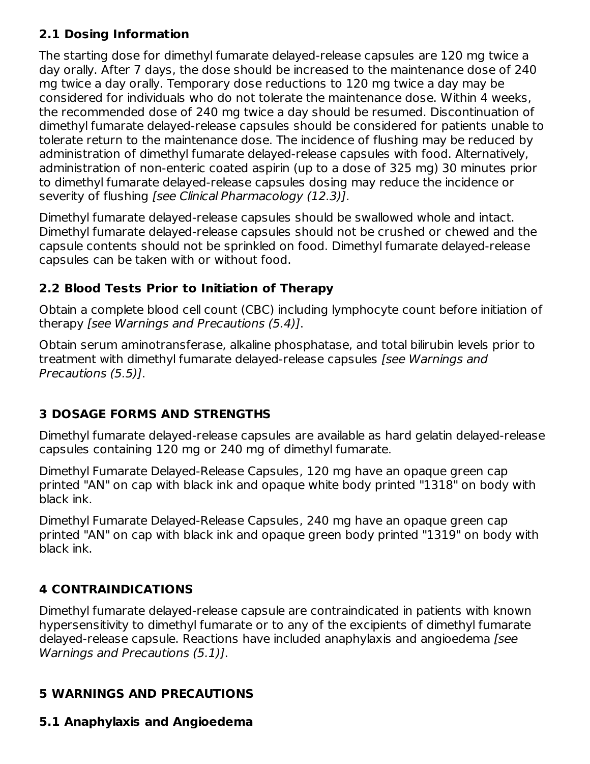### 2.1 Dosing Information

The starting dose for dimethyl fumarate delayed-release capsules are 120 mg twice a day orally. After 7 days, the dose should be increased to the maintenance dose of 240 mg twice a day orally. Temporary dose reductions to 120 mg twice a day may be considered for individuals who do not tolerate the maintenance dose. Within 4 weeks, the recommended dose of 240 mg twice a day should be resumed. Discontinuation of dimethyl fumarate delayed-release capsules should be considered for patients unable to tolerate return to the maintenance dose. The incidence of flushing may be reduced by administration of dimethyl fumarate delayed-release capsules with food. Alternatively, administration of non-enteric coated aspirin (up to a dose of 325 mg) 30 minutes prior to dimethyl fumarate delayed-release capsules dosing may reduce the incidence or severity of flushing *[see Clinical Pharmacology (12.3)]*.

Dimethyl fumarate delayed-release capsules should be swallowed whole and intact. Dimethyl fumarate delayed-release capsules should not be crushed or chewed and the capsule contents should not be sprinkled on food. Dimethyl fumarate delayed-release capsules can be taken with or without food.

### 2.2 Blood Tests Prior to Initiation of Therapy

Obtain a complete blood cell count (CBC) including lymphocyte count before initiation of therapy *[see Warnings and Precautions (5.4)]*.

Obtain serum aminotransferase, alkaline phosphatase, and total bilirubin levels prior to treatment with dimethyl fumarate delayed-release capsules *[see Warnings and Precautions (5.5)]*.

## 3 DOSAGE FORMS AND STRENGTHS

Dimethyl fumarate delayed-release capsules are available as hard gelatin delayed-release capsules containing 120 mg or 240 mg of dimethyl fumarate.

Dimethyl Fumarate Delayed-Release Capsules, 120 mg have an opaque green cap printed "AN" on cap with black ink and opaque white body printed "1318" on body with black ink.

Dimethyl Fumarate Delayed-Release Capsules, 240 mg have an opaque green cap printed "AN" on cap with black ink and opaque green body printed "1319" on body with black ink.

## 4 CONTRAINDICATIONS

Dimethyl fumarate delayed-release capsule are contraindicated in patients with known hypersensitivity to dimethyl fumarate or to any of the excipients of dimethyl fumarate delayed-release capsule. Reactions have included anaphylaxis and angioedema *[see Warnings and Precautions (5.1)]*.

## 5 WARNINGS AND PRECAUTIONS

### 5.1 Anaphylaxis and Angioedema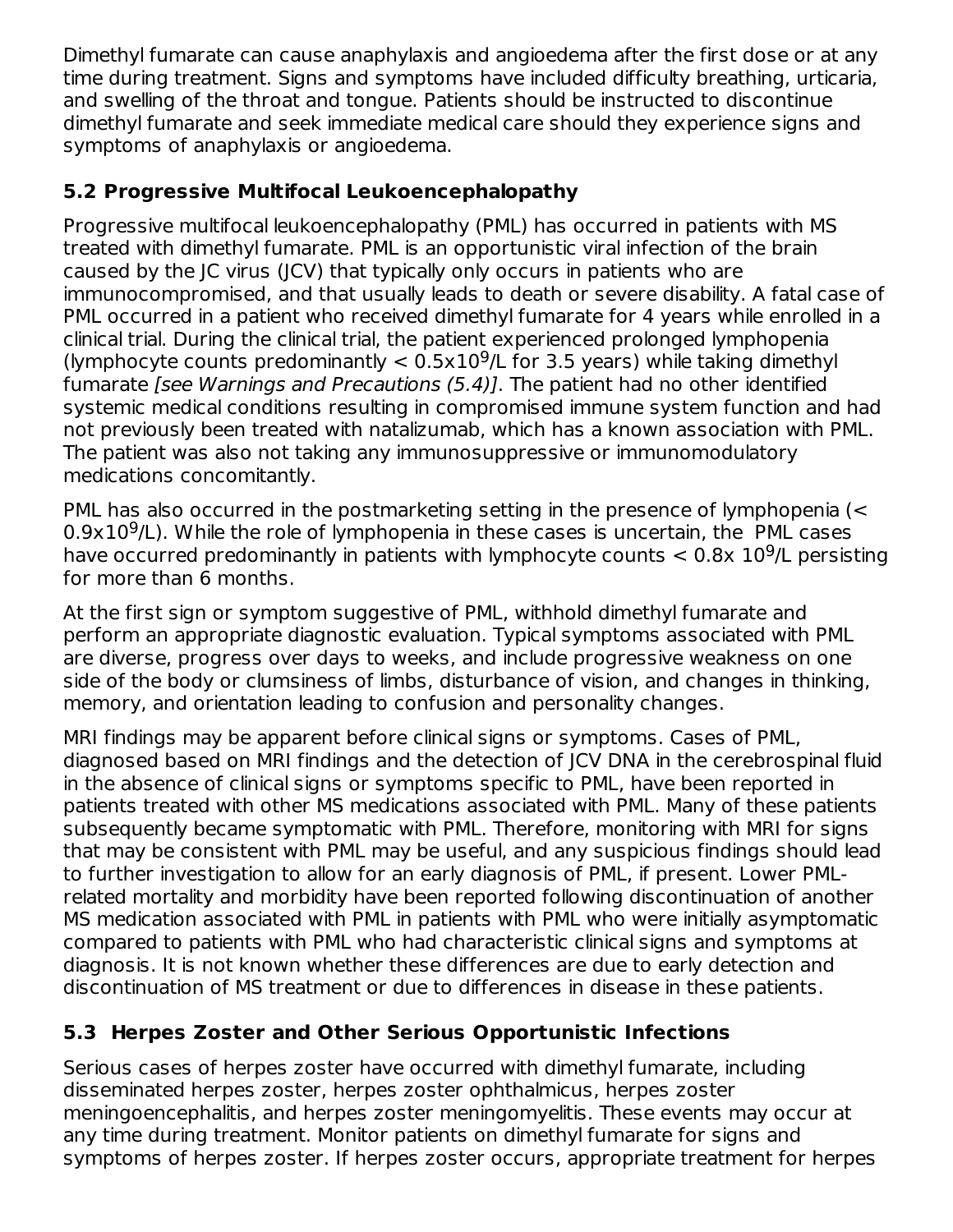Dimethyl fumarate can cause anaphylaxis and angioedema after the first dose or at any time during treatment. Signs and symptoms have included difficulty breathing, urticaria, and swelling of the throat and tongue. Patients should be instructed to discontinue dimethyl fumarate and seek immediate medical care should they experience signs and symptoms of anaphylaxis or angioedema.

### 5.2 Progressive Multifocal Leukoencephalopathy

Progressive multifocal leukoencephalopathy (PML) has occurred in patients with MS treated with dimethyl fumarate. PML is an opportunistic viral infection of the brain caused by the JC virus (JCV) that typically only occurs in patients who are immunocompromised, and that usually leads to death or severe disability. A fatal case of PML occurred in a patient who received dimethyl fumarate for 4 years while enrolled in a clinical trial. During the clinical trial, the patient experienced prolonged lymphopenia (lymphocyte counts predominantly $< 0.5x10^9$/L for 3.5 years) while taking dimethyl fumarate *[see Warnings and Precautions (5.4)]*. The patient had no other identified systemic medical conditions resulting in compromised immune system function and had not previously been treated with natalizumab, which has a known association with PML. The patient was also not taking any immunosuppressive or immunomodulatory medications concomitantly.

PML has also occurred in the postmarketing setting in the presence of lymphopenia ($< 0.9x10^9$/L). While the role of lymphopenia in these cases is uncertain, the PML cases have occurred predominantly in patients with lymphocyte counts $< 0.8x\ 10^9$/L persisting for more than 6 months.

At the first sign or symptom suggestive of PML, withhold dimethyl fumarate and perform an appropriate diagnostic evaluation. Typical symptoms associated with PML are diverse, progress over days to weeks, and include progressive weakness on one side of the body or clumsiness of limbs, disturbance of vision, and changes in thinking, memory, and orientation leading to confusion and personality changes.

MRI findings may be apparent before clinical signs or symptoms. Cases of PML, diagnosed based on MRI findings and the detection of JCV DNA in the cerebrospinal fluid in the absence of clinical signs or symptoms specific to PML, have been reported in patients treated with other MS medications associated with PML. Many of these patients subsequently became symptomatic with PML. Therefore, monitoring with MRI for signs that may be consistent with PML may be useful, and any suspicious findings should lead to further investigation to allow for an early diagnosis of PML, if present. Lower PML-related mortality and morbidity have been reported following discontinuation of another MS medication associated with PML in patients with PML who were initially asymptomatic compared to patients with PML who had characteristic clinical signs and symptoms at diagnosis. It is not known whether these differences are due to early detection and discontinuation of MS treatment or due to differences in disease in these patients.

### 5.3 Herpes Zoster and Other Serious Opportunistic Infections

Serious cases of herpes zoster have occurred with dimethyl fumarate, including disseminated herpes zoster, herpes zoster ophthalmicus, herpes zoster meningoencephalitis, and herpes zoster meningomyelitis. These events may occur at any time during treatment. Monitor patients on dimethyl fumarate for signs and symptoms of herpes zoster. If herpes zoster occurs, appropriate treatment for herpes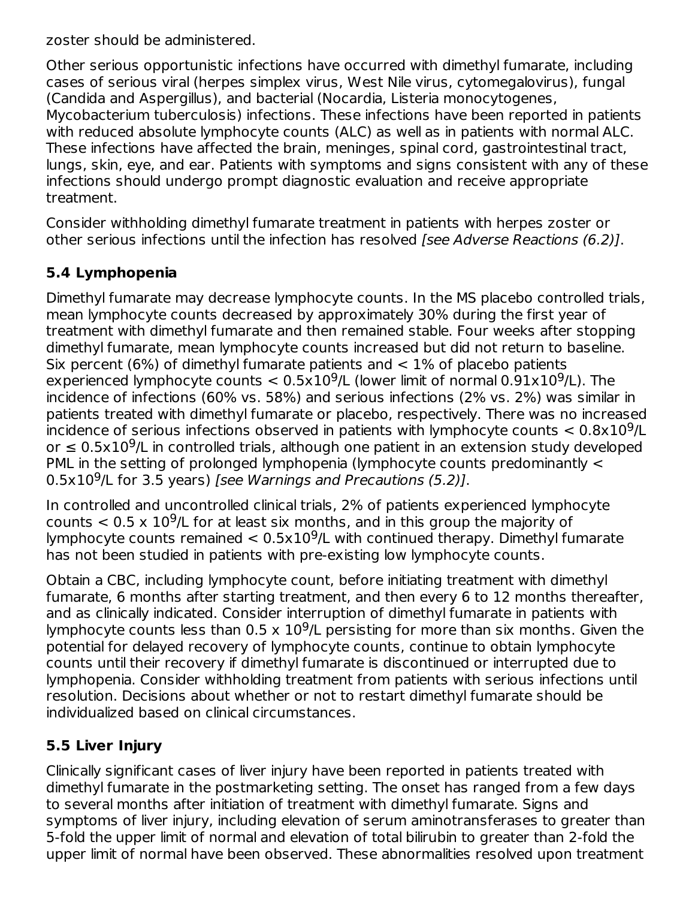zoster should be administered.

Other serious opportunistic infections have occurred with dimethyl fumarate, including cases of serious viral (herpes simplex virus, West Nile virus, cytomegalovirus), fungal (Candida and Aspergillus), and bacterial (Nocardia, Listeria monocytogenes, Mycobacterium tuberculosis) infections. These infections have been reported in patients with reduced absolute lymphocyte counts (ALC) as well as in patients with normal ALC. These infections have affected the brain, meninges, spinal cord, gastrointestinal tract, lungs, skin, eye, and ear. Patients with symptoms and signs consistent with any of these infections should undergo prompt diagnostic evaluation and receive appropriate treatment.

Consider withholding dimethyl fumarate treatment in patients with herpes zoster or other serious infections until the infection has resolved *[see Adverse Reactions (6.2)]*.

## 5.4 Lymphopenia

Dimethyl fumarate may decrease lymphocyte counts. In the MS placebo controlled trials, mean lymphocyte counts decreased by approximately 30% during the first year of treatment with dimethyl fumarate and then remained stable. Four weeks after stopping dimethyl fumarate, mean lymphocyte counts increased but did not return to baseline. Six percent (6%) of dimethyl fumarate patients and < 1% of placebo patients experienced lymphocyte counts < $0.5x10^9$/L (lower limit of normal $0.91x10^9$/L). The incidence of infections (60% vs. 58%) and serious infections (2% vs. 2%) was similar in patients treated with dimethyl fumarate or placebo, respectively. There was no increased incidence of serious infections observed in patients with lymphocyte counts < $0.8x10^9$/L or ≤ $0.5x10^9$/L in controlled trials, although one patient in an extension study developed PML in the setting of prolonged lymphopenia (lymphocyte counts predominantly < $0.5x10^9$/L for 3.5 years) *[see Warnings and Precautions (5.2)]*.

In controlled and uncontrolled clinical trials, 2% of patients experienced lymphocyte counts < 0.5 x $10^9$/L for at least six months, and in this group the majority of lymphocyte counts remained < $0.5x10^9$/L with continued therapy. Dimethyl fumarate has not been studied in patients with pre-existing low lymphocyte counts.

Obtain a CBC, including lymphocyte count, before initiating treatment with dimethyl fumarate, 6 months after starting treatment, and then every 6 to 12 months thereafter, and as clinically indicated. Consider interruption of dimethyl fumarate in patients with lymphocyte counts less than 0.5 x $10^9$/L persisting for more than six months. Given the potential for delayed recovery of lymphocyte counts, continue to obtain lymphocyte counts until their recovery if dimethyl fumarate is discontinued or interrupted due to lymphopenia. Consider withholding treatment from patients with serious infections until resolution. Decisions about whether or not to restart dimethyl fumarate should be individualized based on clinical circumstances.

## 5.5 Liver Injury

Clinically significant cases of liver injury have been reported in patients treated with dimethyl fumarate in the postmarketing setting. The onset has ranged from a few days to several months after initiation of treatment with dimethyl fumarate. Signs and symptoms of liver injury, including elevation of serum aminotransferases to greater than 5-fold the upper limit of normal and elevation of total bilirubin to greater than 2-fold the upper limit of normal have been observed. These abnormalities resolved upon treatment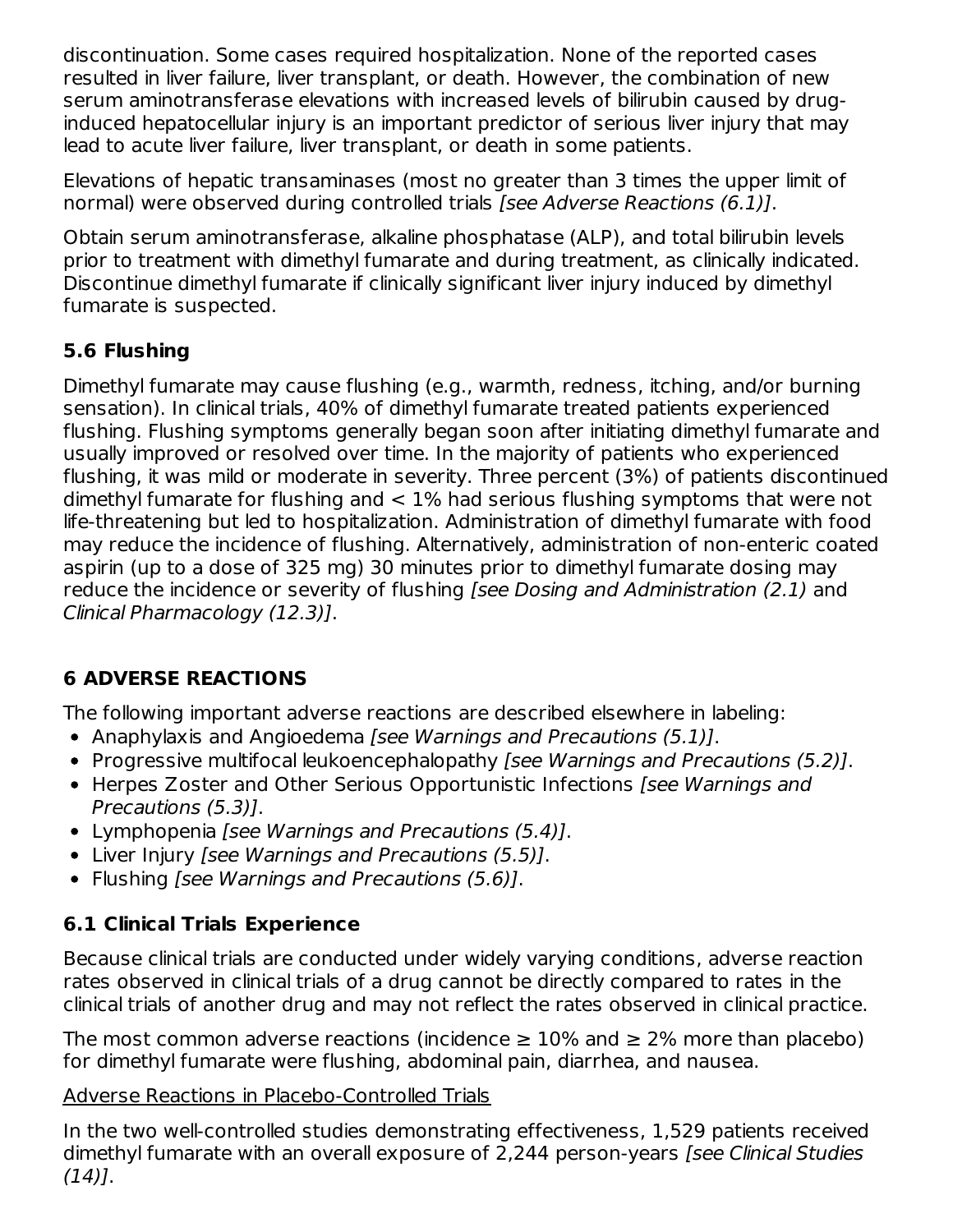discontinuation. Some cases required hospitalization. None of the reported cases resulted in liver failure, liver transplant, or death. However, the combination of new serum aminotransferase elevations with increased levels of bilirubin caused by drug-induced hepatocellular injury is an important predictor of serious liver injury that may lead to acute liver failure, liver transplant, or death in some patients.

Elevations of hepatic transaminases (most no greater than 3 times the upper limit of normal) were observed during controlled trials *[see Adverse Reactions (6.1)]*.

Obtain serum aminotransferase, alkaline phosphatase (ALP), and total bilirubin levels prior to treatment with dimethyl fumarate and during treatment, as clinically indicated. Discontinue dimethyl fumarate if clinically significant liver injury induced by dimethyl fumarate is suspected.

### 5.6 Flushing

Dimethyl fumarate may cause flushing (e.g., warmth, redness, itching, and/or burning sensation). In clinical trials, 40% of dimethyl fumarate treated patients experienced flushing. Flushing symptoms generally began soon after initiating dimethyl fumarate and usually improved or resolved over time. In the majority of patients who experienced flushing, it was mild or moderate in severity. Three percent (3%) of patients discontinued dimethyl fumarate for flushing and < 1% had serious flushing symptoms that were not life-threatening but led to hospitalization. Administration of dimethyl fumarate with food may reduce the incidence of flushing. Alternatively, administration of non-enteric coated aspirin (up to a dose of 325 mg) 30 minutes prior to dimethyl fumarate dosing may reduce the incidence or severity of flushing *[see Dosing and Administration (2.1)* and *Clinical Pharmacology (12.3)]*.

## 6 ADVERSE REACTIONS

The following important adverse reactions are described elsewhere in labeling:

- Anaphylaxis and Angioedema *[see Warnings and Precautions (5.1)]*.
- Progressive multifocal leukoencephalopathy *[see Warnings and Precautions (5.2)]*.
- Herpes Zoster and Other Serious Opportunistic Infections *[see Warnings and Precautions (5.3)]*.
- Lymphopenia *[see Warnings and Precautions (5.4)]*.
- Liver Injury *[see Warnings and Precautions (5.5)]*.
- Flushing *[see Warnings and Precautions (5.6)]*.

### 6.1 Clinical Trials Experience

Because clinical trials are conducted under widely varying conditions, adverse reaction rates observed in clinical trials of a drug cannot be directly compared to rates in the clinical trials of another drug and may not reflect the rates observed in clinical practice.

The most common adverse reactions (incidence ≥ 10% and ≥ 2% more than placebo) for dimethyl fumarate were flushing, abdominal pain, diarrhea, and nausea.

<u>Adverse Reactions in Placebo-Controlled Trials</u>

In the two well-controlled studies demonstrating effectiveness, 1,529 patients received dimethyl fumarate with an overall exposure of 2,244 person-years *[see Clinical Studies (14)]*.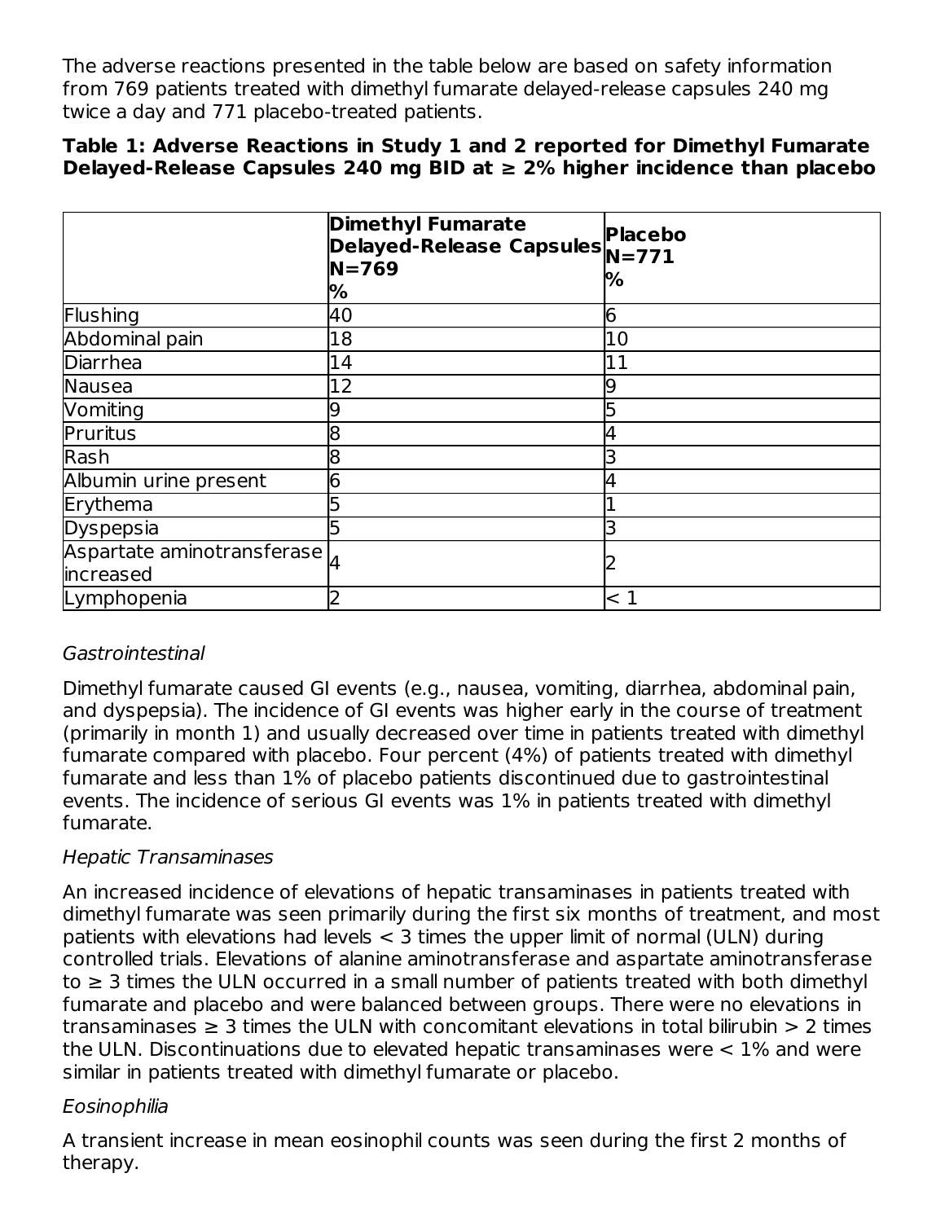The adverse reactions presented in the table below are based on safety information from 769 patients treated with dimethyl fumarate delayed-release capsules 240 mg twice a day and 771 placebo-treated patients.

**Table 1: Adverse Reactions in Study 1 and 2 reported for Dimethyl Fumarate Delayed-Release Capsules 240 mg BID at ≥ 2% higher incidence than placebo**

| | **Dimethyl Fumarate Delayed-Release Capsules N=769 %** | **Placebo N=771 %** |
|---|---|---|
| Flushing | 40 | 6 |
| Abdominal pain | 18 | 10 |
| Diarrhea | 14 | 11 |
| Nausea | 12 | 9 |
| Vomiting | 9 | 5 |
| Pruritus | 8 | 4 |
| Rash | 8 | 3 |
| Albumin urine present | 6 | 4 |
| Erythema | 5 | 1 |
| Dyspepsia | 5 | 3 |
| Aspartate aminotransferase increased | 4 | 2 |
| Lymphopenia | 2 | < 1 |

*Gastrointestinal*

Dimethyl fumarate caused GI events (e.g., nausea, vomiting, diarrhea, abdominal pain, and dyspepsia). The incidence of GI events was higher early in the course of treatment (primarily in month 1) and usually decreased over time in patients treated with dimethyl fumarate compared with placebo. Four percent (4%) of patients treated with dimethyl fumarate and less than 1% of placebo patients discontinued due to gastrointestinal events. The incidence of serious GI events was 1% in patients treated with dimethyl fumarate.

*Hepatic Transaminases*

An increased incidence of elevations of hepatic transaminases in patients treated with dimethyl fumarate was seen primarily during the first six months of treatment, and most patients with elevations had levels < 3 times the upper limit of normal (ULN) during controlled trials. Elevations of alanine aminotransferase and aspartate aminotransferase to ≥ 3 times the ULN occurred in a small number of patients treated with both dimethyl fumarate and placebo and were balanced between groups. There were no elevations in transaminases ≥ 3 times the ULN with concomitant elevations in total bilirubin > 2 times the ULN. Discontinuations due to elevated hepatic transaminases were < 1% and were similar in patients treated with dimethyl fumarate or placebo.

*Eosinophilia*

A transient increase in mean eosinophil counts was seen during the first 2 months of therapy.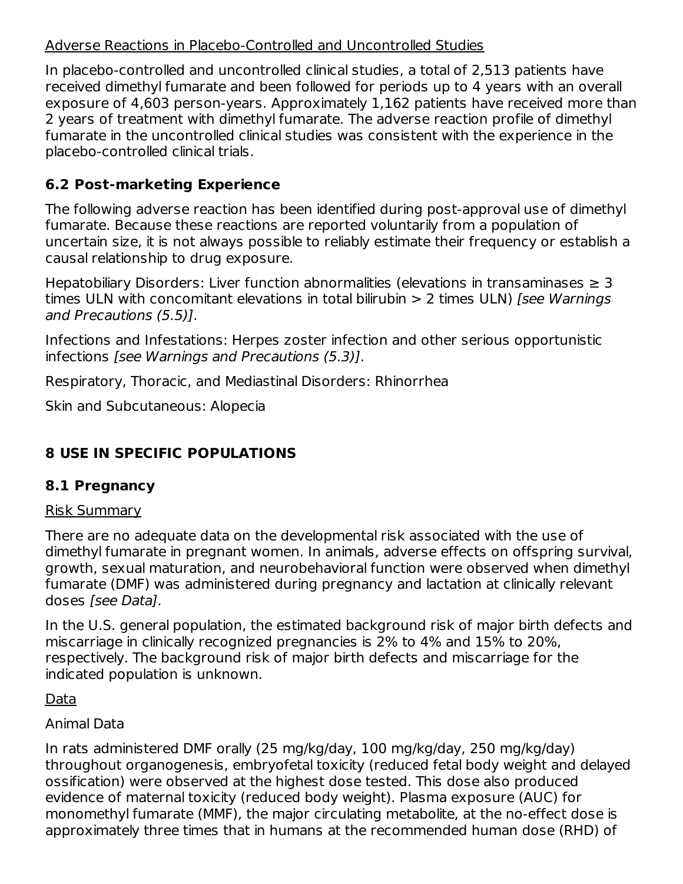Adverse Reactions in Placebo-Controlled and Uncontrolled Studies

In placebo-controlled and uncontrolled clinical studies, a total of 2,513 patients have received dimethyl fumarate and been followed for periods up to 4 years with an overall exposure of 4,603 person-years. Approximately 1,162 patients have received more than 2 years of treatment with dimethyl fumarate. The adverse reaction profile of dimethyl fumarate in the uncontrolled clinical studies was consistent with the experience in the placebo-controlled clinical trials.

### 6.2 Post-marketing Experience

The following adverse reaction has been identified during post-approval use of dimethyl fumarate. Because these reactions are reported voluntarily from a population of uncertain size, it is not always possible to reliably estimate their frequency or establish a causal relationship to drug exposure.

Hepatobiliary Disorders: Liver function abnormalities (elevations in transaminases ≥ 3 times ULN with concomitant elevations in total bilirubin > 2 times ULN) *[see Warnings and Precautions (5.5)]*.

Infections and Infestations: Herpes zoster infection and other serious opportunistic infections *[see Warnings and Precautions (5.3)]*.

Respiratory, Thoracic, and Mediastinal Disorders: Rhinorrhea

Skin and Subcutaneous: Alopecia

## 8 USE IN SPECIFIC POPULATIONS

### 8.1 Pregnancy

Risk Summary

There are no adequate data on the developmental risk associated with the use of dimethyl fumarate in pregnant women. In animals, adverse effects on offspring survival, growth, sexual maturation, and neurobehavioral function were observed when dimethyl fumarate (DMF) was administered during pregnancy and lactation at clinically relevant doses *[see Data]*.

In the U.S. general population, the estimated background risk of major birth defects and miscarriage in clinically recognized pregnancies is 2% to 4% and 15% to 20%, respectively. The background risk of major birth defects and miscarriage for the indicated population is unknown.

Data

Animal Data

In rats administered DMF orally (25 mg/kg/day, 100 mg/kg/day, 250 mg/kg/day) throughout organogenesis, embryofetal toxicity (reduced fetal body weight and delayed ossification) were observed at the highest dose tested. This dose also produced evidence of maternal toxicity (reduced body weight). Plasma exposure (AUC) for monomethyl fumarate (MMF), the major circulating metabolite, at the no-effect dose is approximately three times that in humans at the recommended human dose (RHD) of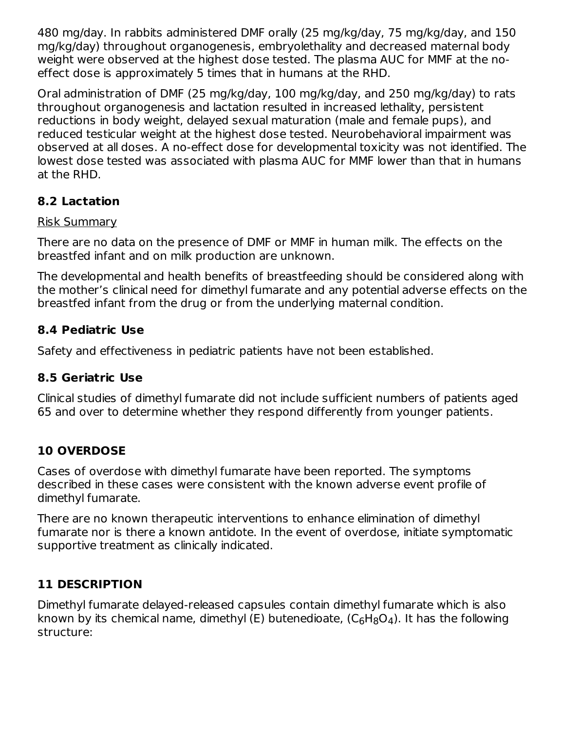480 mg/day. In rabbits administered DMF orally (25 mg/kg/day, 75 mg/kg/day, and 150 mg/kg/day) throughout organogenesis, embryolethality and decreased maternal body weight were observed at the highest dose tested. The plasma AUC for MMF at the no-effect dose is approximately 5 times that in humans at the RHD.

Oral administration of DMF (25 mg/kg/day, 100 mg/kg/day, and 250 mg/kg/day) to rats throughout organogenesis and lactation resulted in increased lethality, persistent reductions in body weight, delayed sexual maturation (male and female pups), and reduced testicular weight at the highest dose tested. Neurobehavioral impairment was observed at all doses. A no-effect dose for developmental toxicity was not identified. The lowest dose tested was associated with plasma AUC for MMF lower than that in humans at the RHD.

### 8.2 Lactation

Risk Summary

There are no data on the presence of DMF or MMF in human milk. The effects on the breastfed infant and on milk production are unknown.

The developmental and health benefits of breastfeeding should be considered along with the mother's clinical need for dimethyl fumarate and any potential adverse effects on the breastfed infant from the drug or from the underlying maternal condition.

### 8.4 Pediatric Use

Safety and effectiveness in pediatric patients have not been established.

### 8.5 Geriatric Use

Clinical studies of dimethyl fumarate did not include sufficient numbers of patients aged 65 and over to determine whether they respond differently from younger patients.

## 10 OVERDOSE

Cases of overdose with dimethyl fumarate have been reported. The symptoms described in these cases were consistent with the known adverse event profile of dimethyl fumarate.

There are no known therapeutic interventions to enhance elimination of dimethyl fumarate nor is there a known antidote. In the event of overdose, initiate symptomatic supportive treatment as clinically indicated.

## 11 DESCRIPTION

Dimethyl fumarate delayed-released capsules contain dimethyl fumarate which is also known by its chemical name, dimethyl (E) butenedioate, ($C_6H_8O_4$). It has the following structure: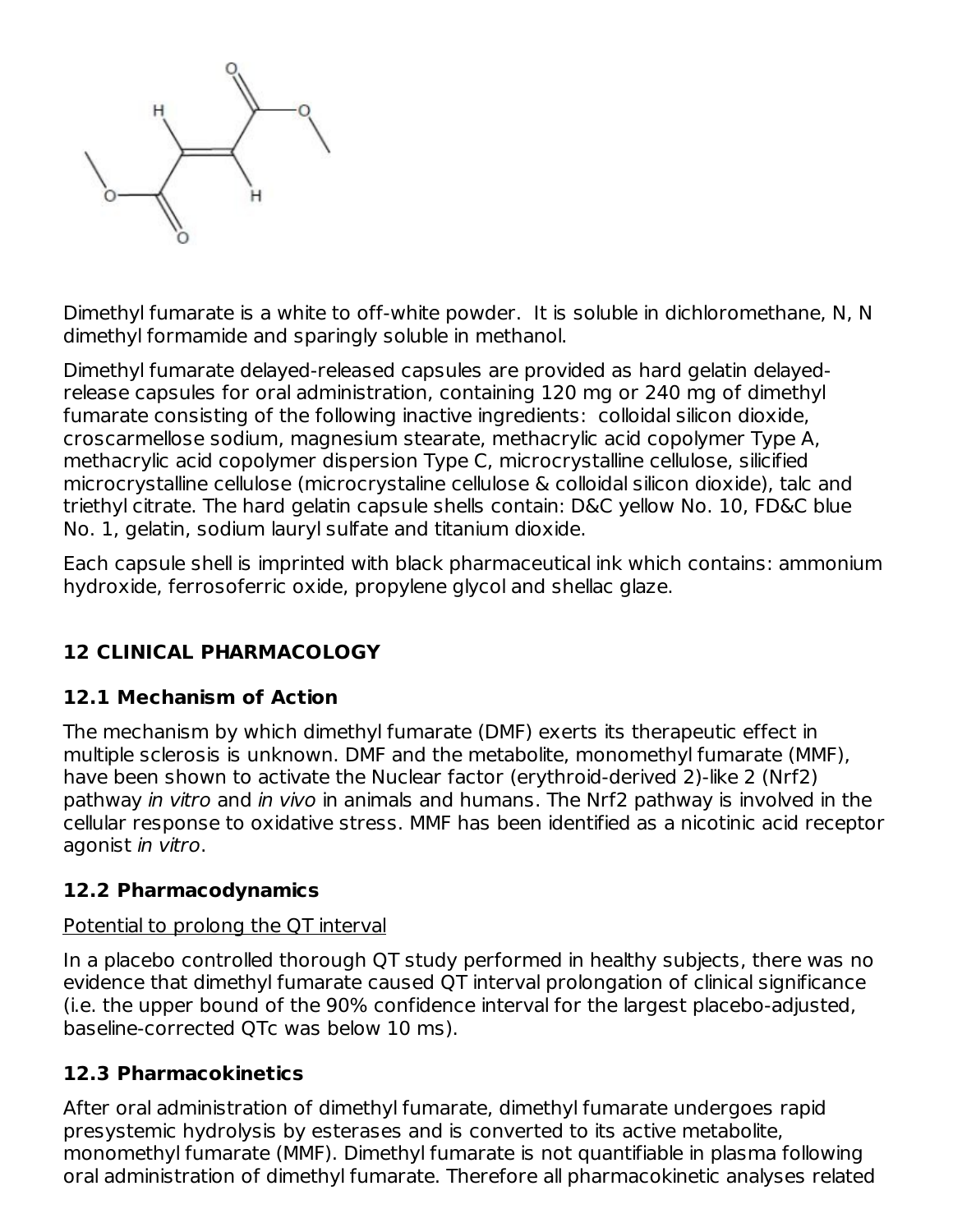Dimethyl fumarate is a white to off-white powder. It is soluble in dichloromethane, N, N dimethyl formamide and sparingly soluble in methanol.

Dimethyl fumarate delayed-released capsules are provided as hard gelatin delayed-release capsules for oral administration, containing 120 mg or 240 mg of dimethyl fumarate consisting of the following inactive ingredients: colloidal silicon dioxide, croscarmellose sodium, magnesium stearate, methacrylic acid copolymer Type A, methacrylic acid copolymer dispersion Type C, microcrystalline cellulose, silicified microcrystalline cellulose (microcrystaline cellulose & colloidal silicon dioxide), talc and triethyl citrate. The hard gelatin capsule shells contain: D&C yellow No. 10, FD&C blue No. 1, gelatin, sodium lauryl sulfate and titanium dioxide.

Each capsule shell is imprinted with black pharmaceutical ink which contains: ammonium hydroxide, ferrosoferric oxide, propylene glycol and shellac glaze.

## 12 CLINICAL PHARMACOLOGY

### 12.1 Mechanism of Action

The mechanism by which dimethyl fumarate (DMF) exerts its therapeutic effect in multiple sclerosis is unknown. DMF and the metabolite, monomethyl fumarate (MMF), have been shown to activate the Nuclear factor (erythroid-derived 2)-like 2 (Nrf2) pathway *in vitro* and *in vivo* in animals and humans. The Nrf2 pathway is involved in the cellular response to oxidative stress. MMF has been identified as a nicotinic acid receptor agonist *in vitro*.

### 12.2 Pharmacodynamics

Potential to prolong the QT interval

In a placebo controlled thorough QT study performed in healthy subjects, there was no evidence that dimethyl fumarate caused QT interval prolongation of clinical significance (i.e. the upper bound of the 90% confidence interval for the largest placebo-adjusted, baseline-corrected QTc was below 10 ms).

### 12.3 Pharmacokinetics

After oral administration of dimethyl fumarate, dimethyl fumarate undergoes rapid presystemic hydrolysis by esterases and is converted to its active metabolite, monomethyl fumarate (MMF). Dimethyl fumarate is not quantifiable in plasma following oral administration of dimethyl fumarate. Therefore all pharmacokinetic analyses related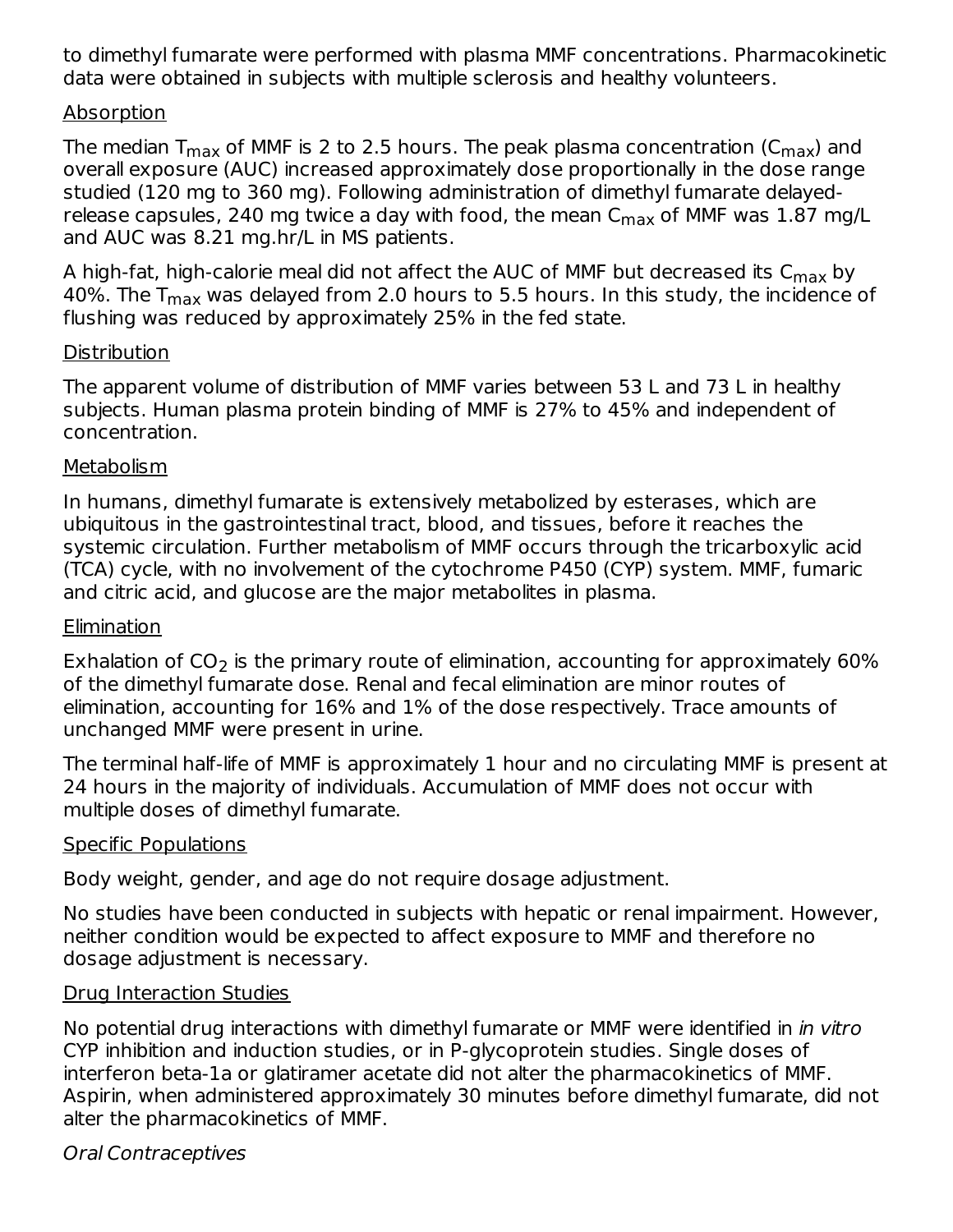to dimethyl fumarate were performed with plasma MMF concentrations. Pharmacokinetic data were obtained in subjects with multiple sclerosis and healthy volunteers.

### Absorption

The median $T_{max}$ of MMF is 2 to 2.5 hours. The peak plasma concentration ($C_{max}$) and overall exposure (AUC) increased approximately dose proportionally in the dose range studied (120 mg to 360 mg). Following administration of dimethyl fumarate delayed-release capsules, 240 mg twice a day with food, the mean $C_{max}$ of MMF was 1.87 mg/L and AUC was 8.21 mg.hr/L in MS patients.

A high-fat, high-calorie meal did not affect the AUC of MMF but decreased its $C_{max}$ by 40%. The $T_{max}$ was delayed from 2.0 hours to 5.5 hours. In this study, the incidence of flushing was reduced by approximately 25% in the fed state.

### Distribution

The apparent volume of distribution of MMF varies between 53 L and 73 L in healthy subjects. Human plasma protein binding of MMF is 27% to 45% and independent of concentration.

### Metabolism

In humans, dimethyl fumarate is extensively metabolized by esterases, which are ubiquitous in the gastrointestinal tract, blood, and tissues, before it reaches the systemic circulation. Further metabolism of MMF occurs through the tricarboxylic acid (TCA) cycle, with no involvement of the cytochrome P450 (CYP) system. MMF, fumaric and citric acid, and glucose are the major metabolites in plasma.

### Elimination

Exhalation of $CO_2$ is the primary route of elimination, accounting for approximately 60% of the dimethyl fumarate dose. Renal and fecal elimination are minor routes of elimination, accounting for 16% and 1% of the dose respectively. Trace amounts of unchanged MMF were present in urine.

The terminal half-life of MMF is approximately 1 hour and no circulating MMF is present at 24 hours in the majority of individuals. Accumulation of MMF does not occur with multiple doses of dimethyl fumarate.

### Specific Populations

Body weight, gender, and age do not require dosage adjustment.

No studies have been conducted in subjects with hepatic or renal impairment. However, neither condition would be expected to affect exposure to MMF and therefore no dosage adjustment is necessary.

### Drug Interaction Studies

No potential drug interactions with dimethyl fumarate or MMF were identified in *in vitro* CYP inhibition and induction studies, or in P-glycoprotein studies. Single doses of interferon beta-1a or glatiramer acetate did not alter the pharmacokinetics of MMF. Aspirin, when administered approximately 30 minutes before dimethyl fumarate, did not alter the pharmacokinetics of MMF.

*Oral Contraceptives*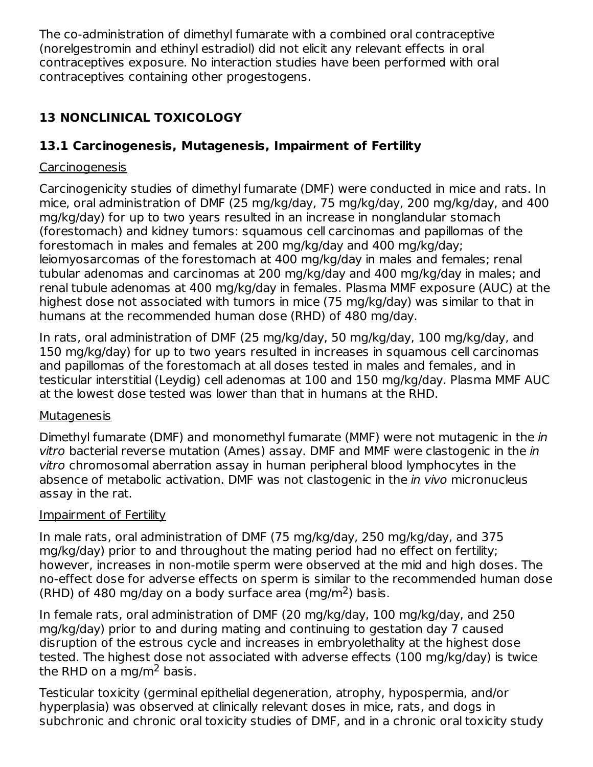The co-administration of dimethyl fumarate with a combined oral contraceptive (norelgestromin and ethinyl estradiol) did not elicit any relevant effects in oral contraceptives exposure. No interaction studies have been performed with oral contraceptives containing other progestogens.

## 13 NONCLINICAL TOXICOLOGY

### 13.1 Carcinogenesis, Mutagenesis, Impairment of Fertility

Carcinogenesis

Carcinogenicity studies of dimethyl fumarate (DMF) were conducted in mice and rats. In mice, oral administration of DMF (25 mg/kg/day, 75 mg/kg/day, 200 mg/kg/day, and 400 mg/kg/day) for up to two years resulted in an increase in nonglandular stomach (forestomach) and kidney tumors: squamous cell carcinomas and papillomas of the forestomach in males and females at 200 mg/kg/day and 400 mg/kg/day; leiomyosarcomas of the forestomach at 400 mg/kg/day in males and females; renal tubular adenomas and carcinomas at 200 mg/kg/day and 400 mg/kg/day in males; and renal tubule adenomas at 400 mg/kg/day in females. Plasma MMF exposure (AUC) at the highest dose not associated with tumors in mice (75 mg/kg/day) was similar to that in humans at the recommended human dose (RHD) of 480 mg/day.

In rats, oral administration of DMF (25 mg/kg/day, 50 mg/kg/day, 100 mg/kg/day, and 150 mg/kg/day) for up to two years resulted in increases in squamous cell carcinomas and papillomas of the forestomach at all doses tested in males and females, and in testicular interstitial (Leydig) cell adenomas at 100 and 150 mg/kg/day. Plasma MMF AUC at the lowest dose tested was lower than that in humans at the RHD.

Mutagenesis

Dimethyl fumarate (DMF) and monomethyl fumarate (MMF) were not mutagenic in the *in vitro* bacterial reverse mutation (Ames) assay. DMF and MMF were clastogenic in the *in vitro* chromosomal aberration assay in human peripheral blood lymphocytes in the absence of metabolic activation. DMF was not clastogenic in the *in vivo* micronucleus assay in the rat.

Impairment of Fertility

In male rats, oral administration of DMF (75 mg/kg/day, 250 mg/kg/day, and 375 mg/kg/day) prior to and throughout the mating period had no effect on fertility; however, increases in non-motile sperm were observed at the mid and high doses. The no-effect dose for adverse effects on sperm is similar to the recommended human dose (RHD) of 480 mg/day on a body surface area ($mg/m^2$) basis.

In female rats, oral administration of DMF (20 mg/kg/day, 100 mg/kg/day, and 250 mg/kg/day) prior to and during mating and continuing to gestation day 7 caused disruption of the estrous cycle and increases in embryolethality at the highest dose tested. The highest dose not associated with adverse effects (100 mg/kg/day) is twice the RHD on a $mg/m^2$ basis.

Testicular toxicity (germinal epithelial degeneration, atrophy, hypospermia, and/or hyperplasia) was observed at clinically relevant doses in mice, rats, and dogs in subchronic and chronic oral toxicity studies of DMF, and in a chronic oral toxicity study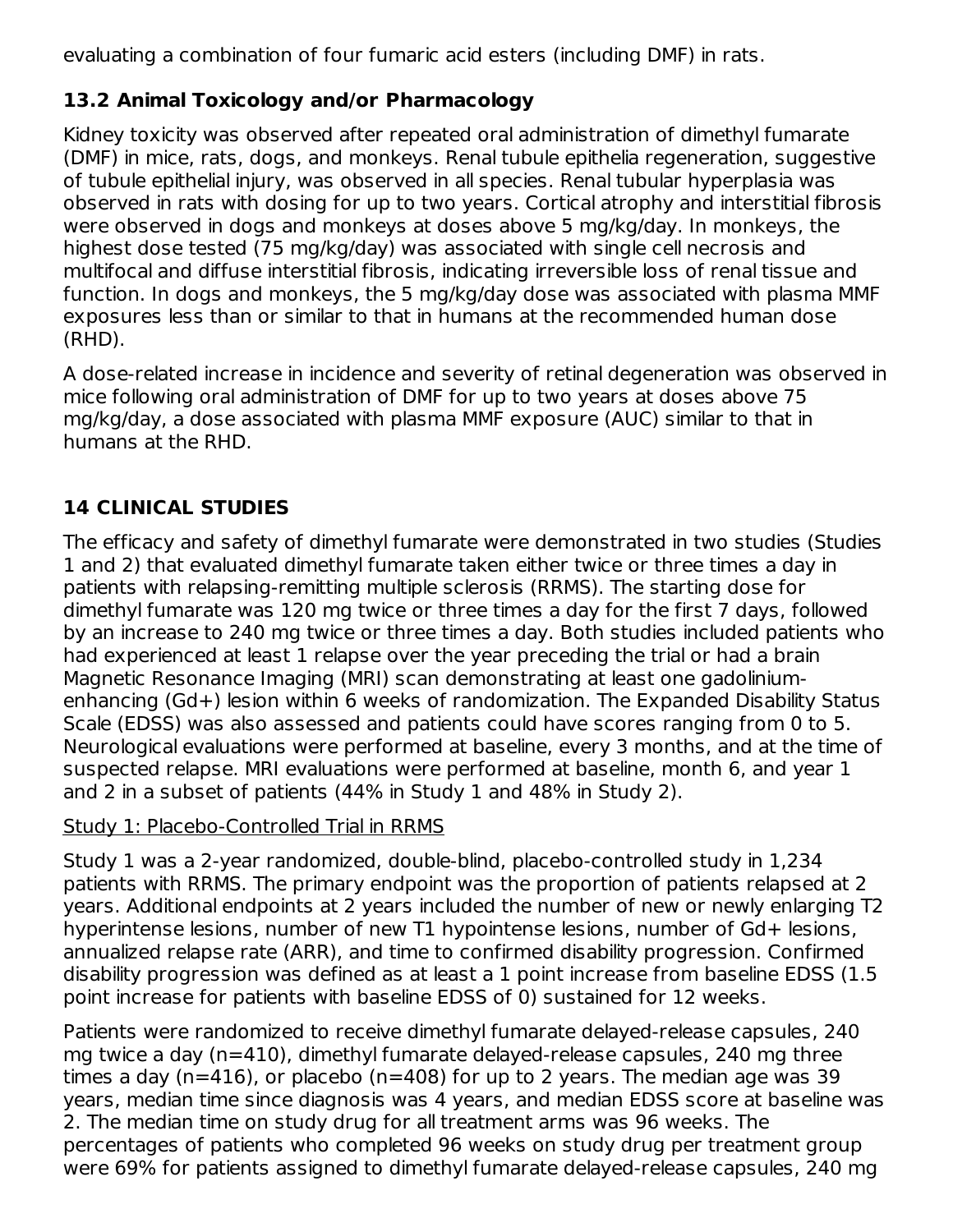evaluating a combination of four fumaric acid esters (including DMF) in rats.

## 13.2 Animal Toxicology and/or Pharmacology

Kidney toxicity was observed after repeated oral administration of dimethyl fumarate (DMF) in mice, rats, dogs, and monkeys. Renal tubule epithelia regeneration, suggestive of tubule epithelial injury, was observed in all species. Renal tubular hyperplasia was observed in rats with dosing for up to two years. Cortical atrophy and interstitial fibrosis were observed in dogs and monkeys at doses above 5 mg/kg/day. In monkeys, the highest dose tested (75 mg/kg/day) was associated with single cell necrosis and multifocal and diffuse interstitial fibrosis, indicating irreversible loss of renal tissue and function. In dogs and monkeys, the 5 mg/kg/day dose was associated with plasma MMF exposures less than or similar to that in humans at the recommended human dose (RHD).

A dose-related increase in incidence and severity of retinal degeneration was observed in mice following oral administration of DMF for up to two years at doses above 75 mg/kg/day, a dose associated with plasma MMF exposure (AUC) similar to that in humans at the RHD.

# 14 CLINICAL STUDIES

The efficacy and safety of dimethyl fumarate were demonstrated in two studies (Studies 1 and 2) that evaluated dimethyl fumarate taken either twice or three times a day in patients with relapsing-remitting multiple sclerosis (RRMS). The starting dose for dimethyl fumarate was 120 mg twice or three times a day for the first 7 days, followed by an increase to 240 mg twice or three times a day. Both studies included patients who had experienced at least 1 relapse over the year preceding the trial or had a brain Magnetic Resonance Imaging (MRI) scan demonstrating at least one gadolinium-enhancing (Gd+) lesion within 6 weeks of randomization. The Expanded Disability Status Scale (EDSS) was also assessed and patients could have scores ranging from 0 to 5. Neurological evaluations were performed at baseline, every 3 months, and at the time of suspected relapse. MRI evaluations were performed at baseline, month 6, and year 1 and 2 in a subset of patients (44% in Study 1 and 48% in Study 2).

Study 1: Placebo-Controlled Trial in RRMS

Study 1 was a 2-year randomized, double-blind, placebo-controlled study in 1,234 patients with RRMS. The primary endpoint was the proportion of patients relapsed at 2 years. Additional endpoints at 2 years included the number of new or newly enlarging T2 hyperintense lesions, number of new T1 hypointense lesions, number of Gd+ lesions, annualized relapse rate (ARR), and time to confirmed disability progression. Confirmed disability progression was defined as at least a 1 point increase from baseline EDSS (1.5 point increase for patients with baseline EDSS of 0) sustained for 12 weeks.

Patients were randomized to receive dimethyl fumarate delayed-release capsules, 240 mg twice a day (n=410), dimethyl fumarate delayed-release capsules, 240 mg three times a day (n=416), or placebo (n=408) for up to 2 years. The median age was 39 years, median time since diagnosis was 4 years, and median EDSS score at baseline was 2. The median time on study drug for all treatment arms was 96 weeks. The percentages of patients who completed 96 weeks on study drug per treatment group were 69% for patients assigned to dimethyl fumarate delayed-release capsules, 240 mg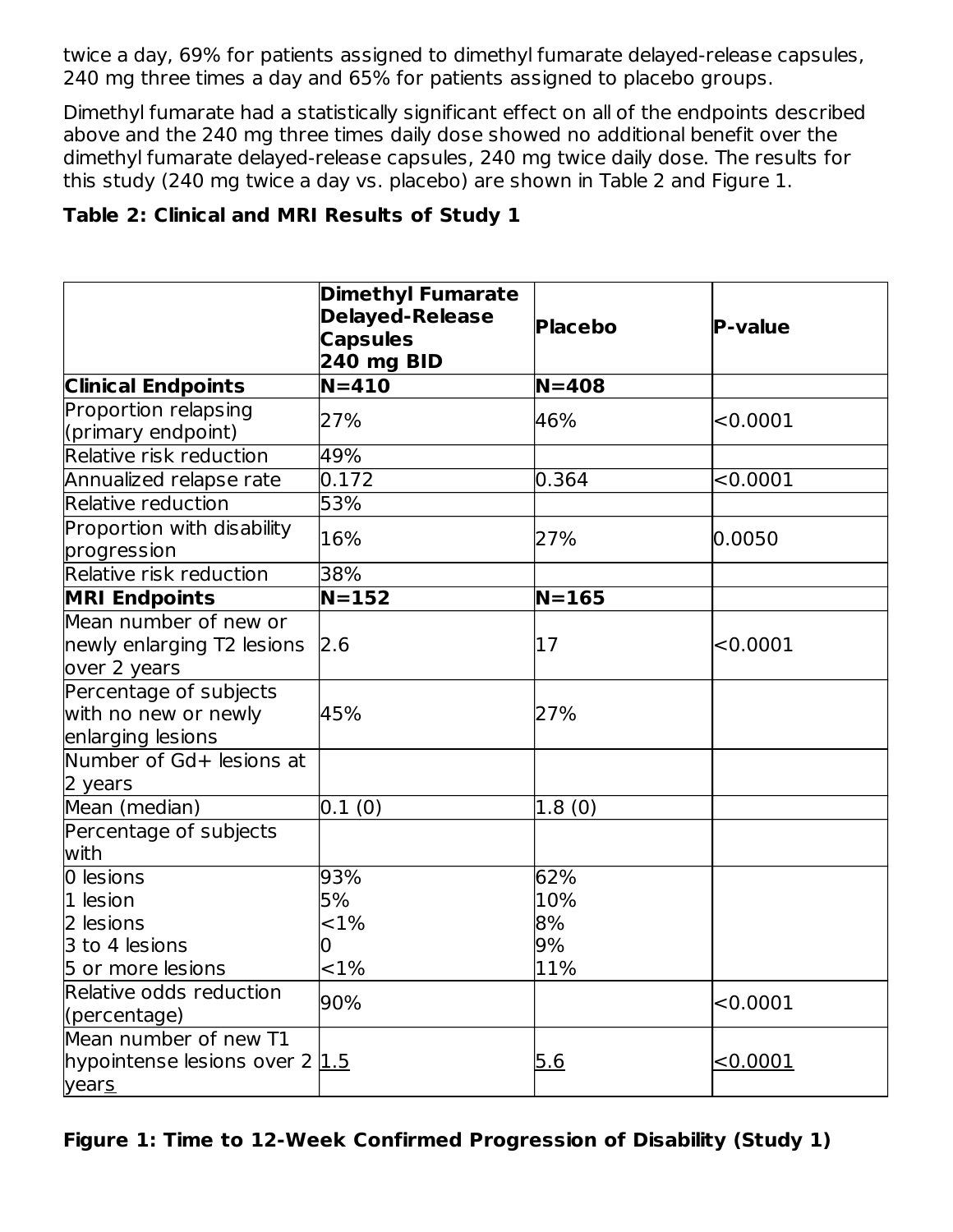twice a day, 69% for patients assigned to dimethyl fumarate delayed-release capsules, 240 mg three times a day and 65% for patients assigned to placebo groups.

Dimethyl fumarate had a statistically significant effect on all of the endpoints described above and the 240 mg three times daily dose showed no additional benefit over the dimethyl fumarate delayed-release capsules, 240 mg twice daily dose. The results for this study (240 mg twice a day vs. placebo) are shown in Table 2 and Figure 1.

**Table 2: Clinical and MRI Results of Study 1**

| | **Dimethyl Fumarate Delayed-Release Capsules 240 mg BID** | **Placebo** | **P-value** |
|---|---|---|---|
| **Clinical Endpoints** | **N=410** | **N=408** | |
| Proportion relapsing (primary endpoint) | 27% | 46% | <0.0001 |
| Relative risk reduction | 49% | | |
| Annualized relapse rate | 0.172 | 0.364 | <0.0001 |
| Relative reduction | 53% | | |
| Proportion with disability progression | 16% | 27% | 0.0050 |
| Relative risk reduction | 38% | | |
| **MRI Endpoints** | **N=152** | **N=165** | |
| Mean number of new or newly enlarging T2 lesions over 2 years | 2.6 | 17 | <0.0001 |
| Percentage of subjects with no new or newly enlarging lesions | 45% | 27% | |
| Number of Gd+ lesions at 2 years | | | |
| Mean (median) | 0.1 (0) | 1.8 (0) | |
| Percentage of subjects with | | | |
| 0 lesions<br>1 lesion<br>2 lesions<br>3 to 4 lesions<br>5 or more lesions | 93%<br>5%<br><1%<br>0<br><1% | 62%<br>10%<br>8%<br>9%<br>11% | |
| Relative odds reduction (percentage) | 90% | | <0.0001 |
| Mean number of new T1 hypointense lesions over 2 years | 1.5 | 5.6 | <0.0001 |

**Figure 1: Time to 12-Week Confirmed Progression of Disability (Study 1)**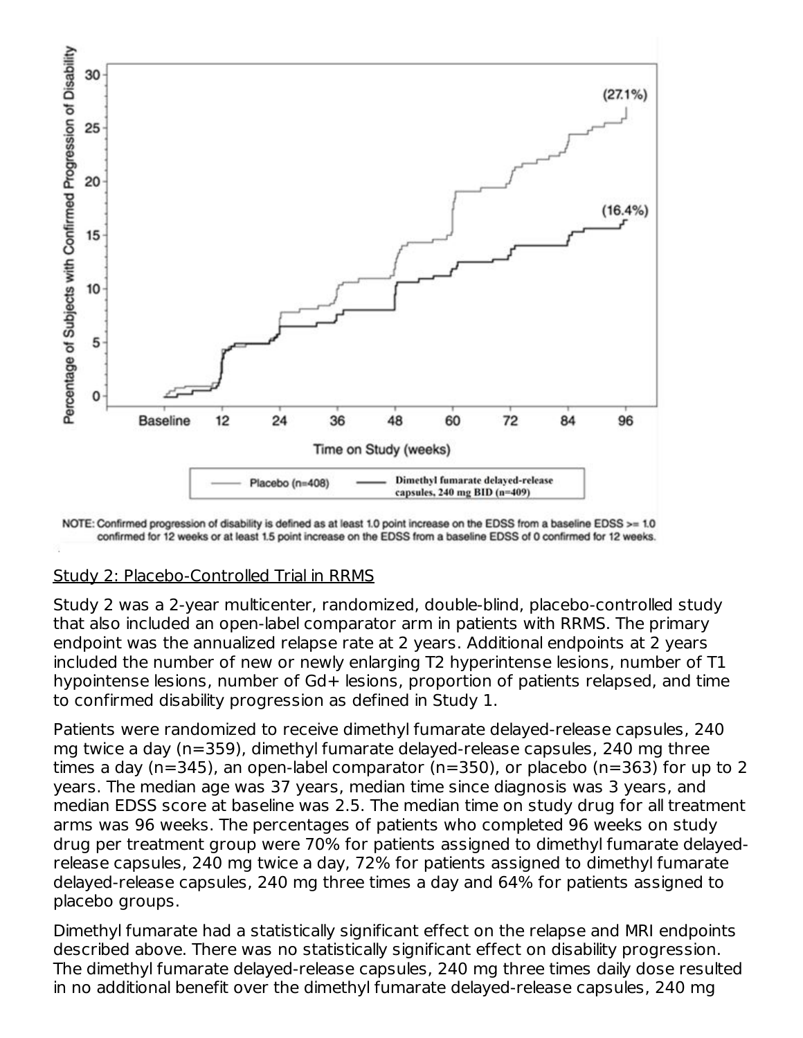NOTE: Confirmed progression of disability is defined as at least 1.0 point increase on the EDSS from a baseline EDSS >= 1.0 confirmed for 12 weeks or at least 1.5 point increase on the EDSS from a baseline EDSS of 0 confirmed for 12 weeks.

Study 2: Placebo-Controlled Trial in RRMS

Study 2 was a 2-year multicenter, randomized, double-blind, placebo-controlled study that also included an open-label comparator arm in patients with RRMS. The primary endpoint was the annualized relapse rate at 2 years. Additional endpoints at 2 years included the number of new or newly enlarging T2 hyperintense lesions, number of T1 hypointense lesions, number of Gd+ lesions, proportion of patients relapsed, and time to confirmed disability progression as defined in Study 1.

Patients were randomized to receive dimethyl fumarate delayed-release capsules, 240 mg twice a day (n=359), dimethyl fumarate delayed-release capsules, 240 mg three times a day (n=345), an open-label comparator (n=350), or placebo (n=363) for up to 2 years. The median age was 37 years, median time since diagnosis was 3 years, and median EDSS score at baseline was 2.5. The median time on study drug for all treatment arms was 96 weeks. The percentages of patients who completed 96 weeks on study drug per treatment group were 70% for patients assigned to dimethyl fumarate delayed-release capsules, 240 mg twice a day, 72% for patients assigned to dimethyl fumarate delayed-release capsules, 240 mg three times a day and 64% for patients assigned to placebo groups.

Dimethyl fumarate had a statistically significant effect on the relapse and MRI endpoints described above. There was no statistically significant effect on disability progression. The dimethyl fumarate delayed-release capsules, 240 mg three times daily dose resulted in no additional benefit over the dimethyl fumarate delayed-release capsules, 240 mg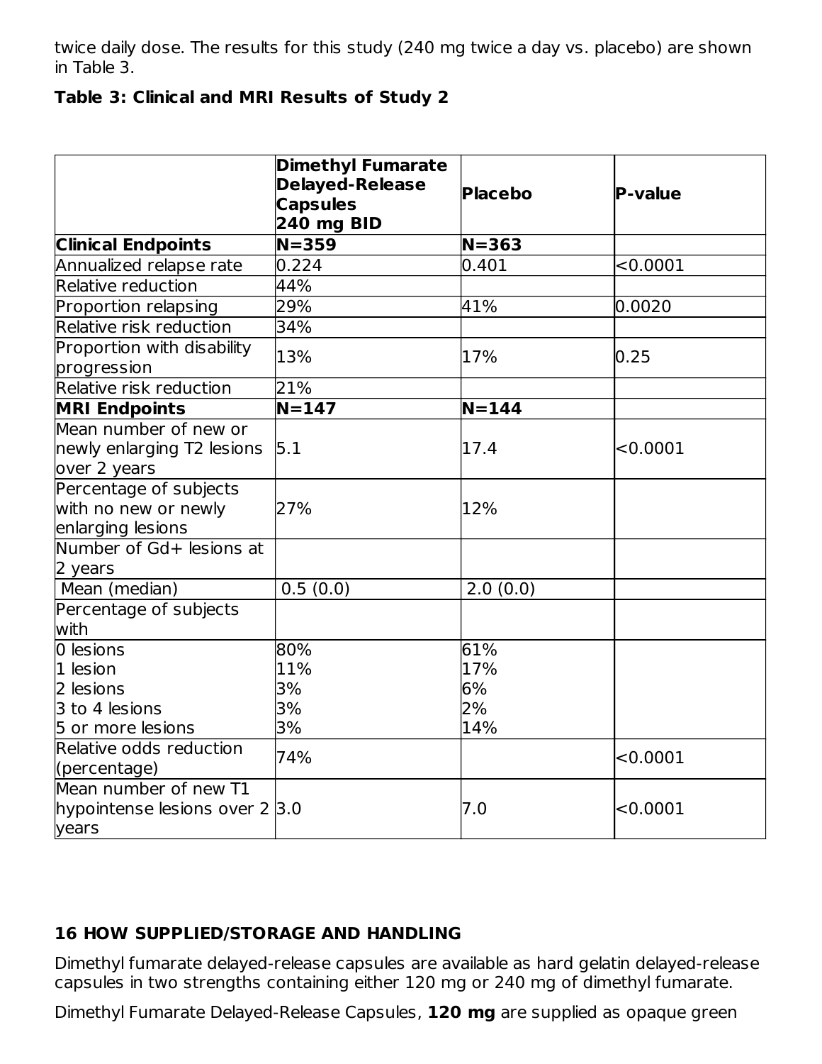twice daily dose. The results for this study (240 mg twice a day vs. placebo) are shown in Table 3.

**Table 3: Clinical and MRI Results of Study 2**

| | **Dimethyl Fumarate Delayed-Release Capsules 240 mg BID** | **Placebo** | **P-value** |
|---|---|---|---|
| **Clinical Endpoints** | **N=359** | **N=363** | |
| Annualized relapse rate | 0.224 | 0.401 | <0.0001 |
| Relative reduction | 44% | | |
| Proportion relapsing | 29% | 41% | 0.0020 |
| Relative risk reduction | 34% | | |
| Proportion with disability progression | 13% | 17% | 0.25 |
| Relative risk reduction | 21% | | |
| **MRI Endpoints** | **N=147** | **N=144** | |
| Mean number of new or newly enlarging T2 lesions over 2 years | 5.1 | 17.4 | <0.0001 |
| Percentage of subjects with no new or newly enlarging lesions | 27% | 12% | |
| Number of Gd+ lesions at 2 years | | | |
| Mean (median) | 0.5 (0.0) | 2.0 (0.0) | |
| Percentage of subjects with | | | |
| 0 lesions<br>1 lesion<br>2 lesions<br>3 to 4 lesions<br>5 or more lesions | 80%<br>11%<br>3%<br>3%<br>3% | 61%<br>17%<br>6%<br>2%<br>14% | |
| Relative odds reduction (percentage) | 74% | | <0.0001 |
| Mean number of new T1 hypointense lesions over 2 years | 3.0 | 7.0 | <0.0001 |

## 16 HOW SUPPLIED/STORAGE AND HANDLING

Dimethyl fumarate delayed-release capsules are available as hard gelatin delayed-release capsules in two strengths containing either 120 mg or 240 mg of dimethyl fumarate.

Dimethyl Fumarate Delayed-Release Capsules, **120 mg** are supplied as opaque green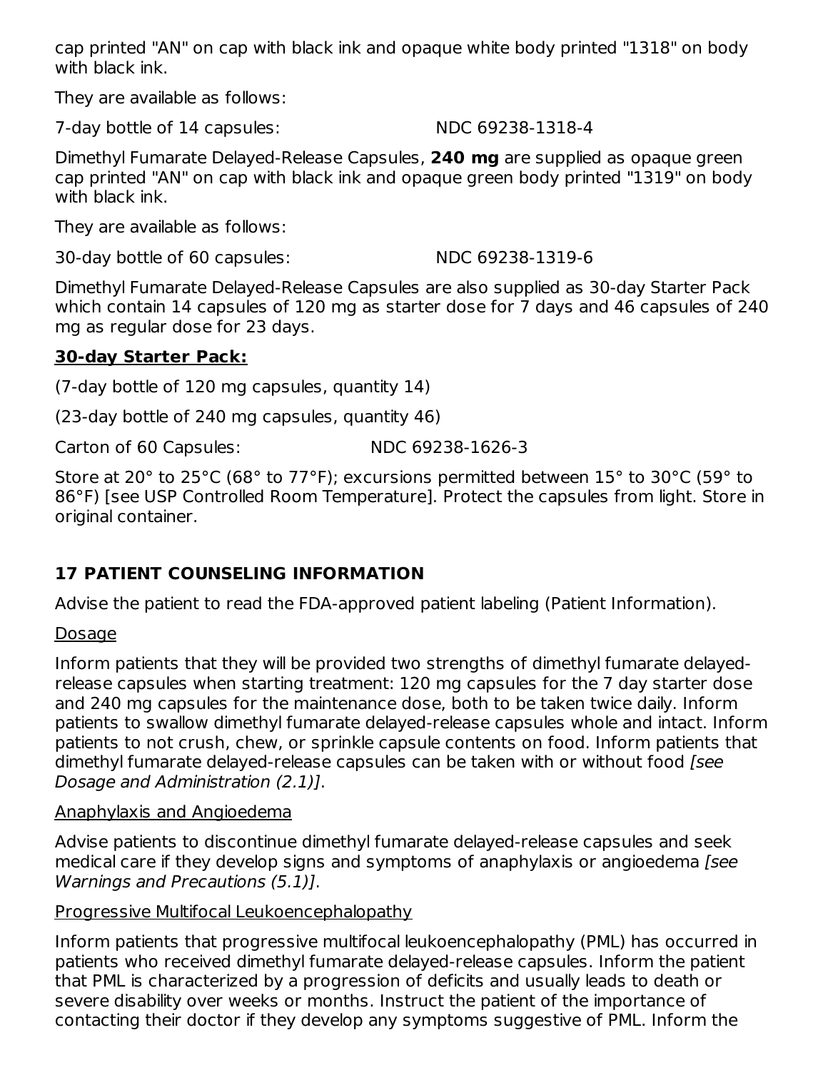cap printed "AN" on cap with black ink and opaque white body printed "1318" on body with black ink.

They are available as follows:

7-day bottle of 14 capsules: NDC 69238-1318-4

Dimethyl Fumarate Delayed-Release Capsules, **240 mg** are supplied as opaque green cap printed "AN" on cap with black ink and opaque green body printed "1319" on body with black ink.

They are available as follows:

30-day bottle of 60 capsules: NDC 69238-1319-6

Dimethyl Fumarate Delayed-Release Capsules are also supplied as 30-day Starter Pack which contain 14 capsules of 120 mg as starter dose for 7 days and 46 capsules of 240 mg as regular dose for 23 days.

**30-day Starter Pack:**

(7-day bottle of 120 mg capsules, quantity 14)

(23-day bottle of 240 mg capsules, quantity 46)

Carton of 60 Capsules: NDC 69238-1626-3

Store at 20° to 25°C (68° to 77°F); excursions permitted between 15° to 30°C (59° to 86°F) [see USP Controlled Room Temperature]. Protect the capsules from light. Store in original container.

## 17 PATIENT COUNSELING INFORMATION

Advise the patient to read the FDA-approved patient labeling (Patient Information).

Dosage

Inform patients that they will be provided two strengths of dimethyl fumarate delayed-release capsules when starting treatment: 120 mg capsules for the 7 day starter dose and 240 mg capsules for the maintenance dose, both to be taken twice daily. Inform patients to swallow dimethyl fumarate delayed-release capsules whole and intact. Inform patients to not crush, chew, or sprinkle capsule contents on food. Inform patients that dimethyl fumarate delayed-release capsules can be taken with or without food *[see Dosage and Administration (2.1)]*.

Anaphylaxis and Angioedema

Advise patients to discontinue dimethyl fumarate delayed-release capsules and seek medical care if they develop signs and symptoms of anaphylaxis or angioedema *[see Warnings and Precautions (5.1)]*.

Progressive Multifocal Leukoencephalopathy

Inform patients that progressive multifocal leukoencephalopathy (PML) has occurred in patients who received dimethyl fumarate delayed-release capsules. Inform the patient that PML is characterized by a progression of deficits and usually leads to death or severe disability over weeks or months. Instruct the patient of the importance of contacting their doctor if they develop any symptoms suggestive of PML. Inform the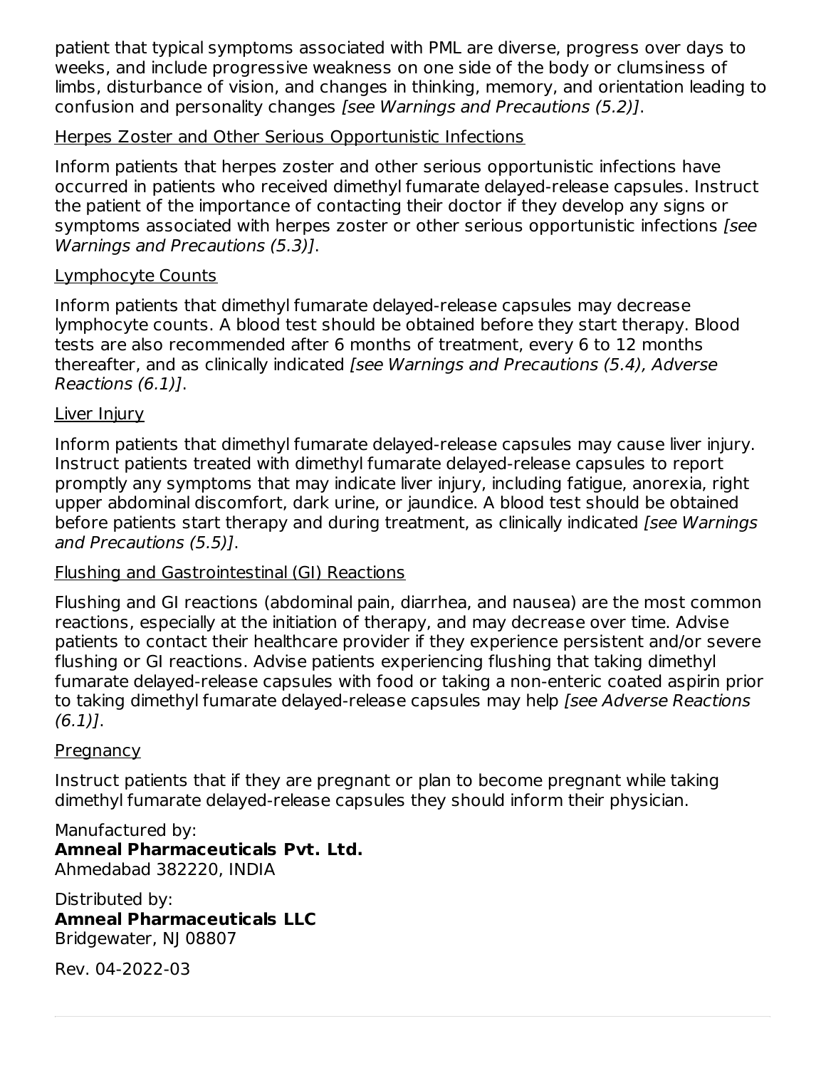patient that typical symptoms associated with PML are diverse, progress over days to weeks, and include progressive weakness on one side of the body or clumsiness of limbs, disturbance of vision, and changes in thinking, memory, and orientation leading to confusion and personality changes *[see Warnings and Precautions (5.2)]*.

Herpes Zoster and Other Serious Opportunistic Infections

Inform patients that herpes zoster and other serious opportunistic infections have occurred in patients who received dimethyl fumarate delayed-release capsules. Instruct the patient of the importance of contacting their doctor if they develop any signs or symptoms associated with herpes zoster or other serious opportunistic infections *[see Warnings and Precautions (5.3)]*.

Lymphocyte Counts

Inform patients that dimethyl fumarate delayed-release capsules may decrease lymphocyte counts. A blood test should be obtained before they start therapy. Blood tests are also recommended after 6 months of treatment, every 6 to 12 months thereafter, and as clinically indicated *[see Warnings and Precautions (5.4), Adverse Reactions (6.1)]*.

Liver Injury

Inform patients that dimethyl fumarate delayed-release capsules may cause liver injury. Instruct patients treated with dimethyl fumarate delayed-release capsules to report promptly any symptoms that may indicate liver injury, including fatigue, anorexia, right upper abdominal discomfort, dark urine, or jaundice. A blood test should be obtained before patients start therapy and during treatment, as clinically indicated *[see Warnings and Precautions (5.5)]*.

Flushing and Gastrointestinal (GI) Reactions

Flushing and GI reactions (abdominal pain, diarrhea, and nausea) are the most common reactions, especially at the initiation of therapy, and may decrease over time. Advise patients to contact their healthcare provider if they experience persistent and/or severe flushing or GI reactions. Advise patients experiencing flushing that taking dimethyl fumarate delayed-release capsules with food or taking a non-enteric coated aspirin prior to taking dimethyl fumarate delayed-release capsules may help *[see Adverse Reactions (6.1)]*.

Pregnancy

Instruct patients that if they are pregnant or plan to become pregnant while taking dimethyl fumarate delayed-release capsules they should inform their physician.

Manufactured by:
**Amneal Pharmaceuticals Pvt. Ltd.**
Ahmedabad 382220, INDIA

Distributed by:
**Amneal Pharmaceuticals LLC**
Bridgewater, NJ 08807

Rev. 04-2022-03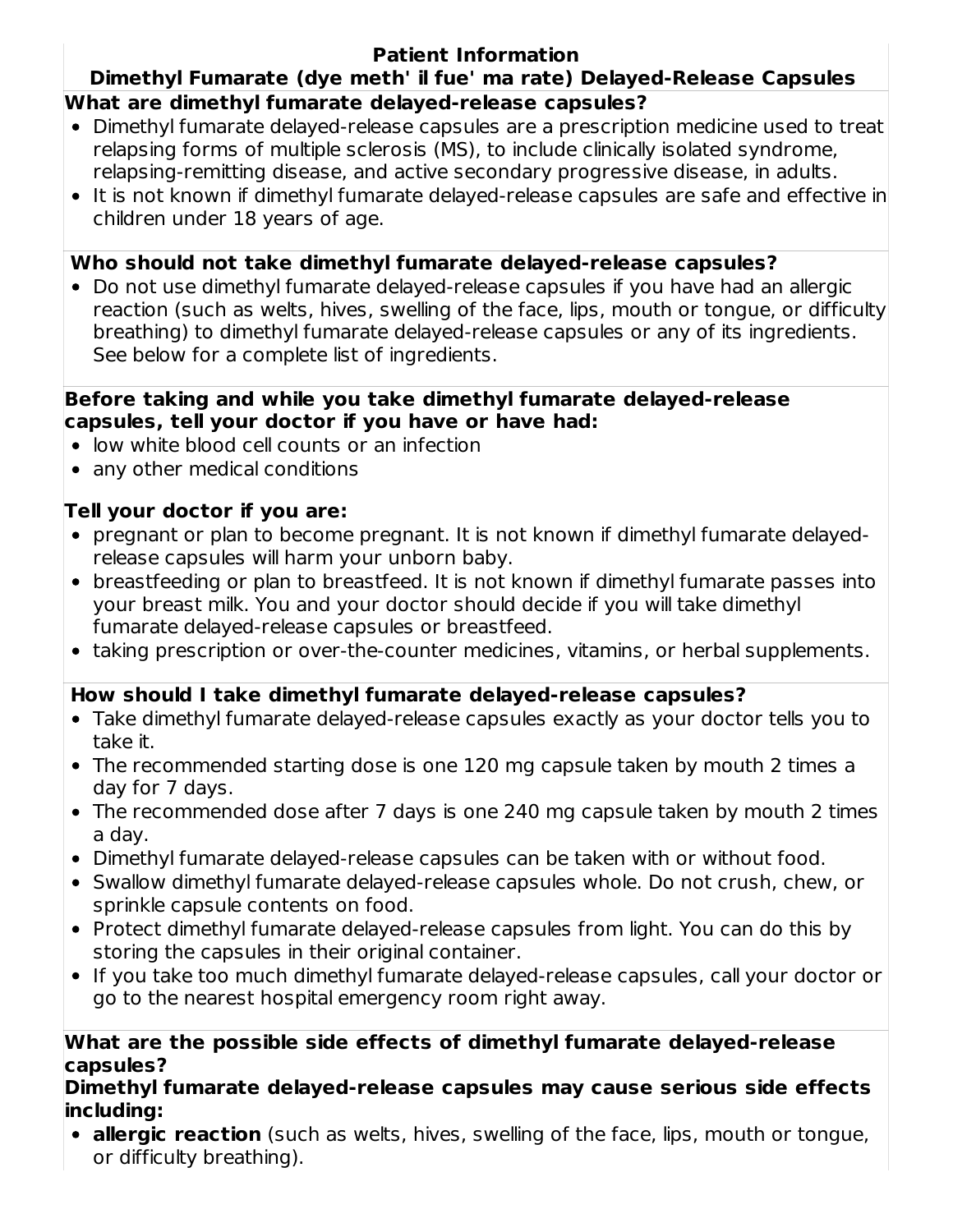# Patient Information

## Dimethyl Fumarate (dye meth' il fue' ma rate) Delayed-Release Capsules

**What are dimethyl fumarate delayed-release capsules?**

- Dimethyl fumarate delayed-release capsules are a prescription medicine used to treat relapsing forms of multiple sclerosis (MS), to include clinically isolated syndrome, relapsing-remitting disease, and active secondary progressive disease, in adults.
- It is not known if dimethyl fumarate delayed-release capsules are safe and effective in children under 18 years of age.

**Who should not take dimethyl fumarate delayed-release capsules?**

- Do not use dimethyl fumarate delayed-release capsules if you have had an allergic reaction (such as welts, hives, swelling of the face, lips, mouth or tongue, or difficulty breathing) to dimethyl fumarate delayed-release capsules or any of its ingredients. See below for a complete list of ingredients.

**Before taking and while you take dimethyl fumarate delayed-release capsules, tell your doctor if you have or have had:**

- low white blood cell counts or an infection
- any other medical conditions

**Tell your doctor if you are:**

- pregnant or plan to become pregnant. It is not known if dimethyl fumarate delayed-release capsules will harm your unborn baby.
- breastfeeding or plan to breastfeed. It is not known if dimethyl fumarate passes into your breast milk. You and your doctor should decide if you will take dimethyl fumarate delayed-release capsules or breastfeed.
- taking prescription or over-the-counter medicines, vitamins, or herbal supplements.

**How should I take dimethyl fumarate delayed-release capsules?**

- Take dimethyl fumarate delayed-release capsules exactly as your doctor tells you to take it.
- The recommended starting dose is one 120 mg capsule taken by mouth 2 times a day for 7 days.
- The recommended dose after 7 days is one 240 mg capsule taken by mouth 2 times a day.
- Dimethyl fumarate delayed-release capsules can be taken with or without food.
- Swallow dimethyl fumarate delayed-release capsules whole. Do not crush, chew, or sprinkle capsule contents on food.
- Protect dimethyl fumarate delayed-release capsules from light. You can do this by storing the capsules in their original container.
- If you take too much dimethyl fumarate delayed-release capsules, call your doctor or go to the nearest hospital emergency room right away.

**What are the possible side effects of dimethyl fumarate delayed-release capsules?**

**Dimethyl fumarate delayed-release capsules may cause serious side effects including:**

- **allergic reaction** (such as welts, hives, swelling of the face, lips, mouth or tongue, or difficulty breathing).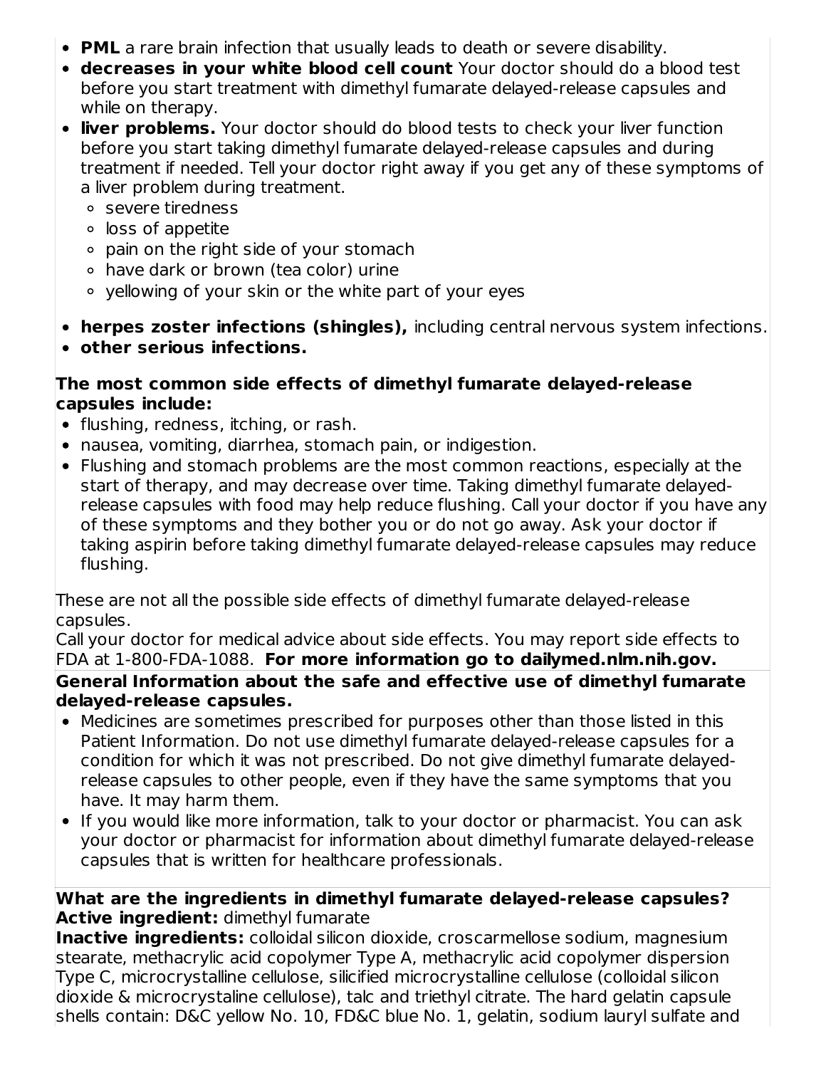- **PML** a rare brain infection that usually leads to death or severe disability.
- **decreases in your white blood cell count** Your doctor should do a blood test before you start treatment with dimethyl fumarate delayed-release capsules and while on therapy.
- **liver problems.** Your doctor should do blood tests to check your liver function before you start taking dimethyl fumarate delayed-release capsules and during treatment if needed. Tell your doctor right away if you get any of these symptoms of a liver problem during treatment.
  - severe tiredness
  - loss of appetite
  - pain on the right side of your stomach
  - have dark or brown (tea color) urine
  - yellowing of your skin or the white part of your eyes
- **herpes zoster infections (shingles),** including central nervous system infections.
- **other serious infections.**

**The most common side effects of dimethyl fumarate delayed-release capsules include:**

- flushing, redness, itching, or rash.
- nausea, vomiting, diarrhea, stomach pain, or indigestion.
- Flushing and stomach problems are the most common reactions, especially at the start of therapy, and may decrease over time. Taking dimethyl fumarate delayed-release capsules with food may help reduce flushing. Call your doctor if you have any of these symptoms and they bother you or do not go away. Ask your doctor if taking aspirin before taking dimethyl fumarate delayed-release capsules may reduce flushing.

These are not all the possible side effects of dimethyl fumarate delayed-release capsules.
Call your doctor for medical advice about side effects. You may report side effects to FDA at 1-800-FDA-1088. **For more information go to dailymed.nlm.nih.gov.**

**General Information about the safe and effective use of dimethyl fumarate delayed-release capsules.**

- Medicines are sometimes prescribed for purposes other than those listed in this Patient Information. Do not use dimethyl fumarate delayed-release capsules for a condition for which it was not prescribed. Do not give dimethyl fumarate delayed-release capsules to other people, even if they have the same symptoms that you have. It may harm them.
- If you would like more information, talk to your doctor or pharmacist. You can ask your doctor or pharmacist for information about dimethyl fumarate delayed-release capsules that is written for healthcare professionals.

**What are the ingredients in dimethyl fumarate delayed-release capsules?**
**Active ingredient:** dimethyl fumarate
**Inactive ingredients:** colloidal silicon dioxide, croscarmellose sodium, magnesium stearate, methacrylic acid copolymer Type A, methacrylic acid copolymer dispersion Type C, microcrystalline cellulose, silicified microcrystalline cellulose (colloidal silicon dioxide & microcrystaline cellulose), talc and triethyl citrate. The hard gelatin capsule shells contain: D&C yellow No. 10, FD&C blue No. 1, gelatin, sodium lauryl sulfate and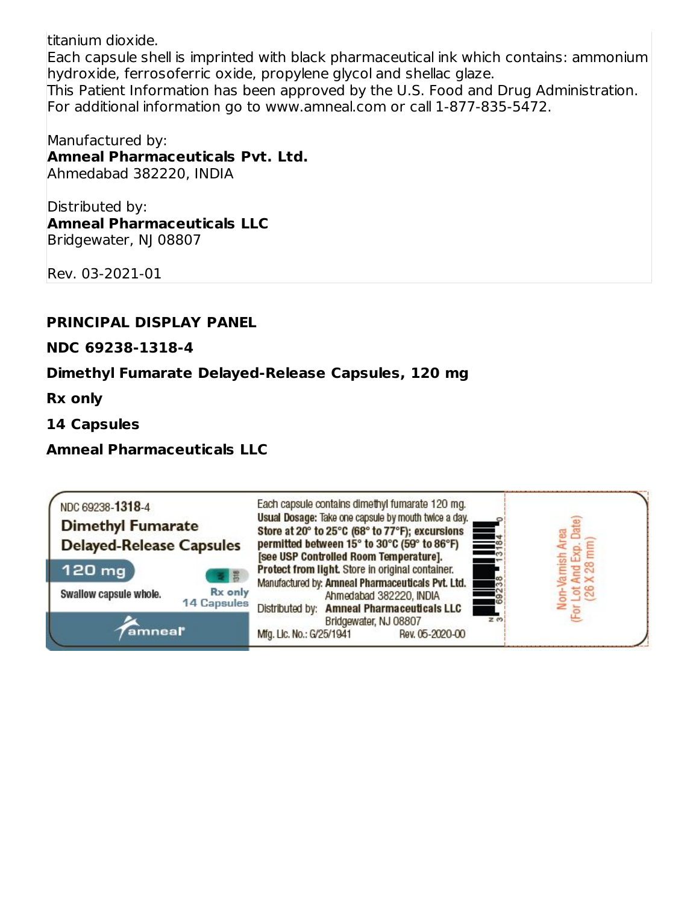titanium dioxide.
Each capsule shell is imprinted with black pharmaceutical ink which contains: ammonium hydroxide, ferrosoferric oxide, propylene glycol and shellac glaze.
This Patient Information has been approved by the U.S. Food and Drug Administration.
For additional information go to www.amneal.com or call 1-877-835-5472.

Manufactured by:
**Amneal Pharmaceuticals Pvt. Ltd.**
Ahmedabad 382220, INDIA

Distributed by:
**Amneal Pharmaceuticals LLC**
Bridgewater, NJ 08807

Rev. 03-2021-01

**PRINCIPAL DISPLAY PANEL**

**NDC 69238-1318-4**

**Dimethyl Fumarate Delayed-Release Capsules, 120 mg**

**Rx only**

**14 Capsules**

**Amneal Pharmaceuticals LLC**

NDC 69238-1318-4
Dimethyl Fumarate Delayed-Release Capsules
120 mg
Swallow capsule whole.
Rx only
14 Capsules
amneal

Each capsule contains dimethyl fumarate 120 mg.
**Usual Dosage:** Take one capsule by mouth twice a day.
**Store at 20° to 25°C (68° to 77°F); excursions permitted between 15° to 30°C (59° to 86°F) [see USP Controlled Room Temperature].**
**Protect from light.** Store in original container.
Manufactured by: **Amneal Pharmaceuticals Pvt. Ltd.**
Ahmedabad 382220, INDIA
Distributed by: **Amneal Pharmaceuticals LLC**
Bridgewater, NJ 08807
Mfg. Lic. No.: G/25/1941 Rev. 05-2020-00

N 3 69238 13184 0

Non-Varnish Area
(For Lot And Exp. Date)
(26 X 28 mm)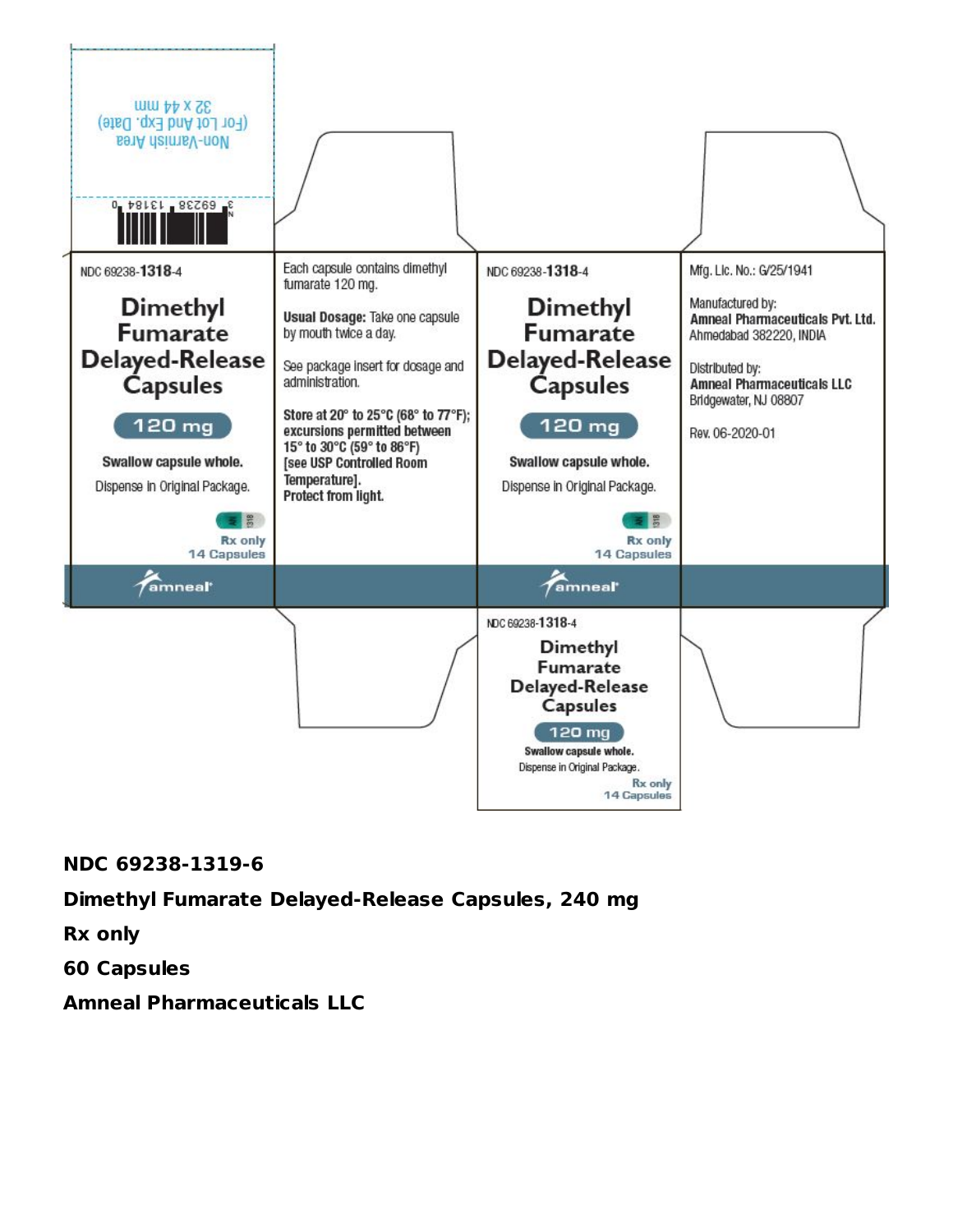Non-Varnish Area
(For Lot And Exp. Date)
32 x 44 mm

NDC 69238-1318-4

**Dimethyl Fumarate Delayed-Release Capsules**

**120 mg**

**Swallow capsule whole.**

Dispense in Original Package.

Rx only
14 Capsules

amneal

Each capsule contains dimethyl fumarate 120 mg.

**Usual Dosage:** Take one capsule by mouth twice a day.

See package insert for dosage and administration.

**Store at 20° to 25°C (68° to 77°F); excursions permitted between 15° to 30°C (59° to 86°F) [see USP Controlled Room Temperature]. Protect from light.**

NDC 69238-1318-4

**Dimethyl Fumarate Delayed-Release Capsules**

**120 mg**

**Swallow capsule whole.**

Dispense in Original Package.

Rx only
14 Capsules

amneal

Mfg. Lic. No.: G/25/1941

Manufactured by:
**Amneal Pharmaceuticals Pvt. Ltd.**
Ahmedabad 382220, INDIA

Distributed by:
**Amneal Pharmaceuticals LLC**
Bridgewater, NJ 08807

Rev. 06-2020-01

NDC 69238-1318-4

**Dimethyl Fumarate Delayed-Release Capsules**

**120 mg**

**Swallow capsule whole.**

Dispense in Original Package.

Rx only
14 Capsules

**NDC 69238-1319-6**

**Dimethyl Fumarate Delayed-Release Capsules, 240 mg**

**Rx only**

**60 Capsules**

**Amneal Pharmaceuticals LLC**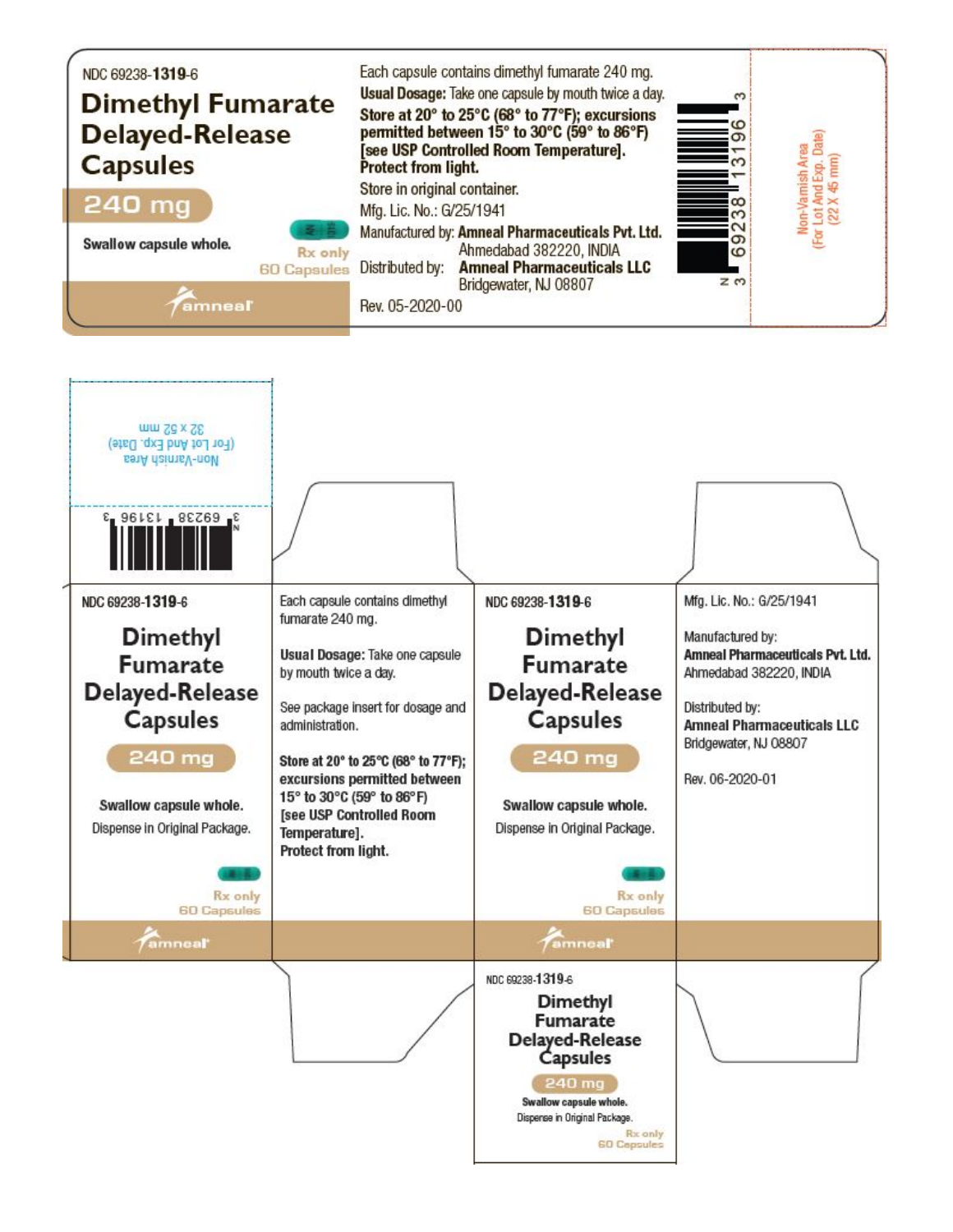NDC 69238-1319-6

# Dimethyl Fumarate Delayed-Release Capsules

**240 mg**

**Swallow capsule whole.**

Rx only
60 Capsules

amneal

Each capsule contains dimethyl fumarate 240 mg.

**Usual Dosage:** Take one capsule by mouth twice a day.

**Store at 20° to 25°C (68° to 77°F); excursions permitted between 15° to 30°C (59° to 86°F) [see USP Controlled Room Temperature]. Protect from light.**

Store in original container.

Mfg. Lic. No.: G/25/1941

Manufactured by: **Amneal Pharmaceuticals Pvt. Ltd.** Ahmedabad 382220, INDIA

Distributed by: **Amneal Pharmaceuticals LLC** Bridgewater, NJ 08807

Rev. 05-2020-00

N 3 69238 13196 3

Non-Varnish Area (For Lot And Exp. Date) (22 X 45 mm)

---

Non-Varnish Area (For Lot And Exp. Date) 32 x 52 mm

N 3 69238 13196 3

NDC 69238-1319-6

## Dimethyl Fumarate Delayed-Release Capsules

**240 mg**

**Swallow capsule whole.**

Dispense in Original Package.

Rx only
60 Capsules

amneal

Each capsule contains dimethyl fumarate 240 mg.

**Usual Dosage:** Take one capsule by mouth twice a day.

See package insert for dosage and administration.

**Store at 20° to 25°C (68° to 77°F); excursions permitted between 15° to 30°C (59° to 86°F) [see USP Controlled Room Temperature]. Protect from light.**

NDC 69238-1319-6

## Dimethyl Fumarate Delayed-Release Capsules

**240 mg**

**Swallow capsule whole.**

Dispense in Original Package.

Rx only
60 Capsules

amneal

Mfg. Lic. No.: G/25/1941

Manufactured by:
**Amneal Pharmaceuticals Pvt. Ltd.**
Ahmedabad 382220, INDIA

Distributed by:
**Amneal Pharmaceuticals LLC**
Bridgewater, NJ 08807

Rev. 06-2020-01

NDC 69238-1319-6

## Dimethyl Fumarate Delayed-Release Capsules

**240 mg**

**Swallow capsule whole.**

Dispense in Original Package.

Rx only
60 Capsules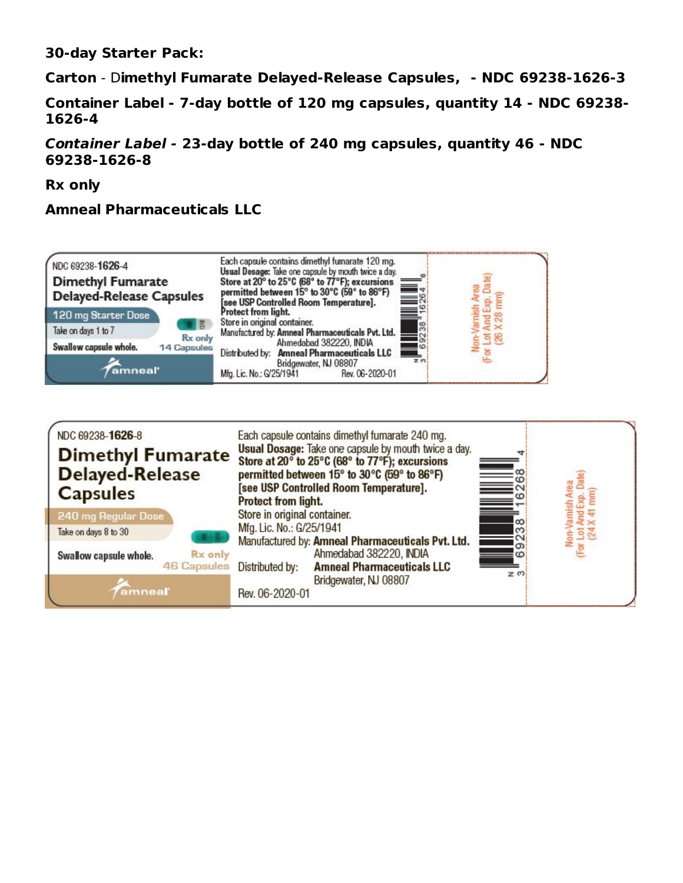**30-day Starter Pack:**

**Carton** - D**imethyl Fumarate Delayed-Release Capsules, - NDC 69238-1626-3**

**Container Label - 7-day bottle of 120 mg capsules, quantity 14 - NDC 69238-1626-4**

***Container Label -*** **23-day bottle of 240 mg capsules, quantity 46 - NDC 69238-1626-8**

**Rx only**

**Amneal Pharmaceuticals LLC**

NDC 69238-**1626**-4

**Dimethyl Fumarate Delayed-Release Capsules**

120 mg Starter Dose

Take on days 1 to 7

Swallow capsule whole.

Rx only

14 Capsules

amneal

Each capsule contains dimethyl fumarate 120 mg.

**Usual Dosage:** Take one capsule by mouth twice a day.

**Store at 20° to 25°C (68° to 77°F); excursions permitted between 15° to 30°C (59° to 86°F) [see USP Controlled Room Temperature]. Protect from light.**

Store in original container.

Manufactured by: **Amneal Pharmaceuticals Pvt. Ltd.** Ahmedabad 382220, INDIA

Distributed by: **Amneal Pharmaceuticals LLC** Bridgewater, NJ 08807

Mfg. Lic. No.: G/25/1941

Rev. 06-2020-01

N 3 69238 16264 6

Non-Varnish Area (For Lot And Exp. Date) (26 X 28 mm)

NDC 69238-**1626**-8

**Dimethyl Fumarate Delayed-Release Capsules**

240 mg Regular Dose

Take on days 8 to 30

Swallow capsule whole.

Rx only

46 Capsules

amneal

Each capsule contains dimethyl fumarate 240 mg.

**Usual Dosage:** Take one capsule by mouth twice a day.

**Store at 20° to 25°C (68° to 77°F); excursions permitted between 15° to 30°C (59° to 86°F) [see USP Controlled Room Temperature]. Protect from light.**

Store in original container.

Mfg. Lic. No.: G/25/1941

Manufactured by: **Amneal Pharmaceuticals Pvt. Ltd.** Ahmedabad 382220, INDIA

Distributed by: **Amneal Pharmaceuticals LLC** Bridgewater, NJ 08807

Rev. 06-2020-01

N 3 69238 16268 4

Non-Varnish Area (For Lot And Exp. Date) (24 X 41 mm)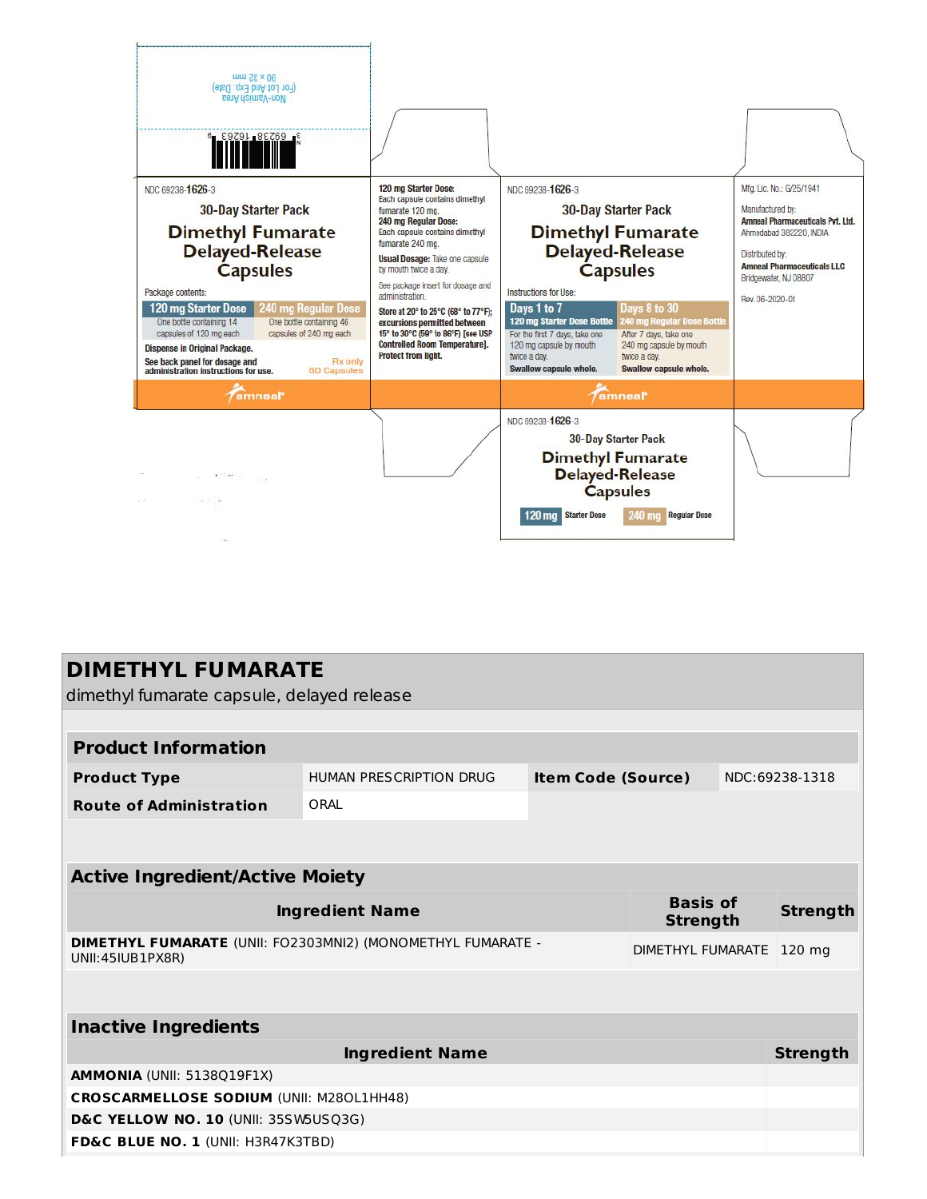Non-Varnish Area
(For Lot And Exp. Date)
90 x 32 mm

NDC 69238-**1626**-3

30-Day Starter Pack

## Dimethyl Fumarate Delayed-Release Capsules

Package contents:

| 120 mg Starter Dose | 240 mg Regular Dose |
|---|---|
| One bottle containing 14 capsules of 120 mg each | One bottle containing 46 capsules of 240 mg each |

**Dispense in Original Package.**

**See back panel for dosage and administration instructions for use.**

Rx only
60 Capsules

amneal®

**120 mg Starter Dose:**
Each capsule contains dimethyl fumarate 120 mg.
**240 mg Regular Dose:**
Each capsule contains dimethyl fumarate 240 mg.

**Usual Dosage:** Take one capsule by mouth twice a day.

See package insert for dosage and administration.

**Store at 20° to 25°C (68° to 77°F); excursions permitted between 15° to 30°C (59° to 86°F) [see USP Controlled Room Temperature]. Protect from light.**

NDC 69238-**1626**-3

30-Day Starter Pack

## Dimethyl Fumarate Delayed-Release Capsules

Instructions for Use:

| Days 1 to 7 | Days 8 to 30 |
|---|---|
| **120 mg Starter Dose Bottle** | **240 mg Regular Dose Bottle** |
| For the first 7 days, take one 120 mg capsule by mouth twice a day. | After 7 days, take one 240 mg capsule by mouth twice a day. |
| **Swallow capsule whole.** | **Swallow capsule whole.** |

amneal®

Mfg. Lic. No.: G/25/1941

Manufactured by:
**Amneal Pharmaceuticals Pvt. Ltd.**
Ahmedabad 382220, INDIA

Distributed by:
**Amneal Pharmaceuticals LLC**
Bridgewater, NJ 08807

Rev. 06-2020-01

NDC 69238-**1626**-3

30-Day Starter Pack

## Dimethyl Fumarate Delayed-Release Capsules

**120 mg** Starter Dose **240 mg** Regular Dose

# DIMETHYL FUMARATE

dimethyl fumarate capsule, delayed release

| **Product Information** | | | |
|---|---|---|---|
| **Product Type** | HUMAN PRESCRIPTION DRUG | **Item Code (Source)** | NDC:69238-1318 |
| **Route of Administration** | ORAL | | |

| **Active Ingredient/Active Moiety** | | |
|---|---|---|
| **Ingredient Name** | **Basis of Strength** | **Strength** |
| **DIMETHYL FUMARATE** (UNII: FO2303MNI2) (MONOMETHYL FUMARATE - UNII:45IUB1PX8R) | DIMETHYL FUMARATE | 120 mg |

| **Inactive Ingredients** | |
|---|---|
| **Ingredient Name** | **Strength** |
| **AMMONIA** (UNII: 5138Q19F1X) | |
| **CROSCARMELLOSE SODIUM** (UNII: M28OL1HH48) | |
| **D&C YELLOW NO. 10** (UNII: 35SW5USQ3G) | |
| **FD&C BLUE NO. 1** (UNII: H3R47K3TBD) | |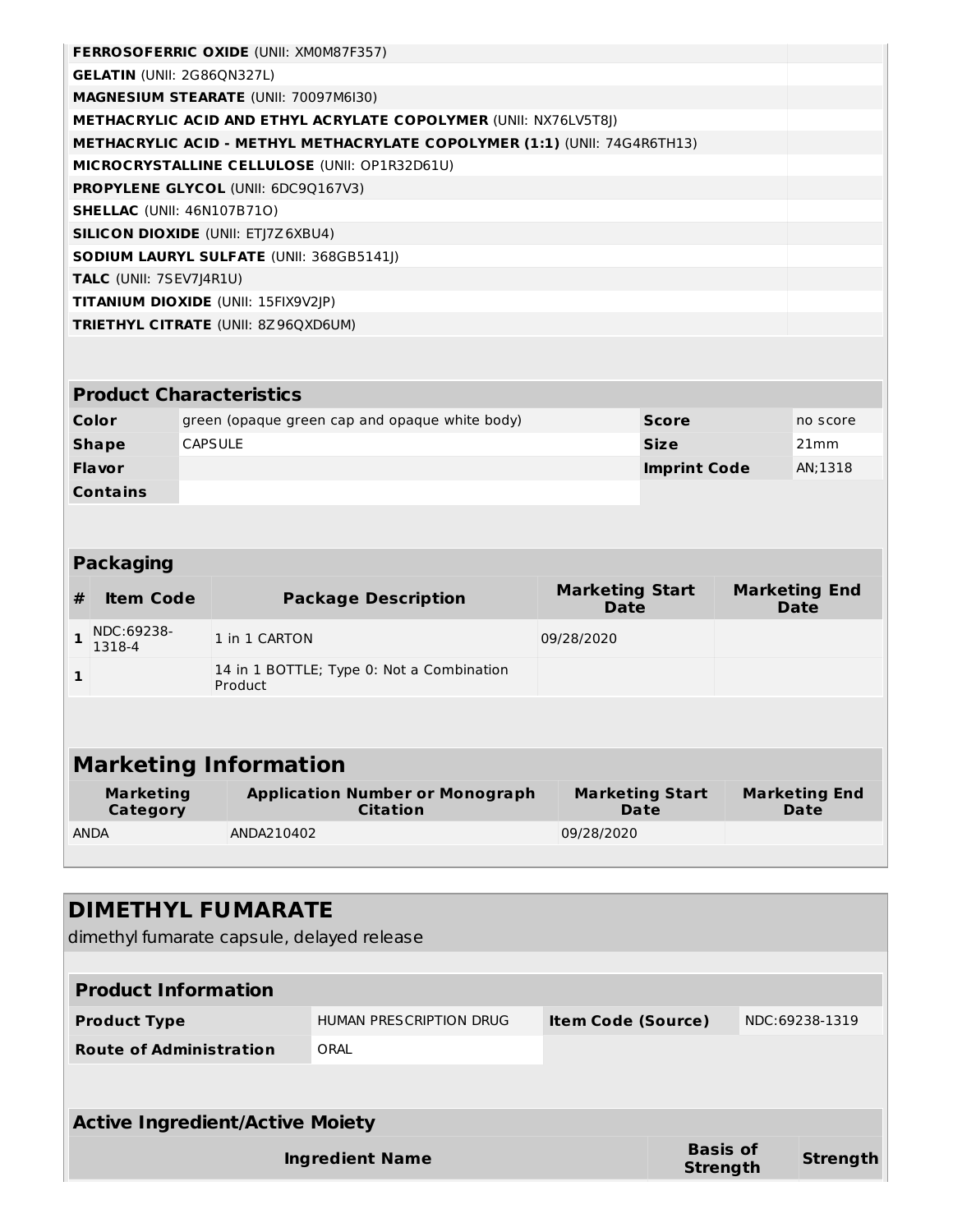| | |
|---|---|
| **FERROSOFERRIC OXIDE** (UNII: XM0M87F357) | |
| **GELATIN** (UNII: 2G86QN327L) | |
| **MAGNESIUM STEARATE** (UNII: 70097M6I30) | |
| **METHACRYLIC ACID AND ETHYL ACRYLATE COPOLYMER** (UNII: NX76LV5T8J) | |
| **METHACRYLIC ACID - METHYL METHACRYLATE COPOLYMER (1:1)** (UNII: 74G4R6TH13) | |
| **MICROCRYSTALLINE CELLULOSE** (UNII: OP1R32D61U) | |
| **PROPYLENE GLYCOL** (UNII: 6DC9Q167V3) | |
| **SHELLAC** (UNII: 46N107B71O) | |
| **SILICON DIOXIDE** (UNII: ETJ7Z6XBU4) | |
| **SODIUM LAURYL SULFATE** (UNII: 368GB5141J) | |
| **TALC** (UNII: 7SEV7J4R1U) | |
| **TITANIUM DIOXIDE** (UNII: 15FIX9V2JP) | |
| **TRIETHYL CITRATE** (UNII: 8Z96QXD6UM) | |

| Product Characteristics | | | |
|---|---|---|---|
| **Color** | green (opaque green cap and opaque white body) | **Score** | no score |
| **Shape** | CAPSULE | **Size** | 21mm |
| **Flavor** | | **Imprint Code** | AN;1318 |
| **Contains** | | | |

**Packaging**

| # | Item Code | Package Description | Marketing Start Date | Marketing End Date |
|---|---|---|---|---|
| 1 | NDC:69238-1318-4 | 1 in 1 CARTON | 09/28/2020 | |
| 1 | | 14 in 1 BOTTLE; Type 0: Not a Combination Product | | |

**Marketing Information**

| Marketing Category | Application Number or Monograph Citation | Marketing Start Date | Marketing End Date |
|---|---|---|---|
| ANDA | ANDA210402 | 09/28/2020 | |

## DIMETHYL FUMARATE

dimethyl fumarate capsule, delayed release

| Product Information | | | |
|---|---|---|---|
| **Product Type** | HUMAN PRESCRIPTION DRUG | **Item Code (Source)** | NDC:69238-1319 |
| **Route of Administration** | ORAL | | |

**Active Ingredient/Active Moiety**

| Ingredient Name | Basis of Strength | Strength |
|---|---|---|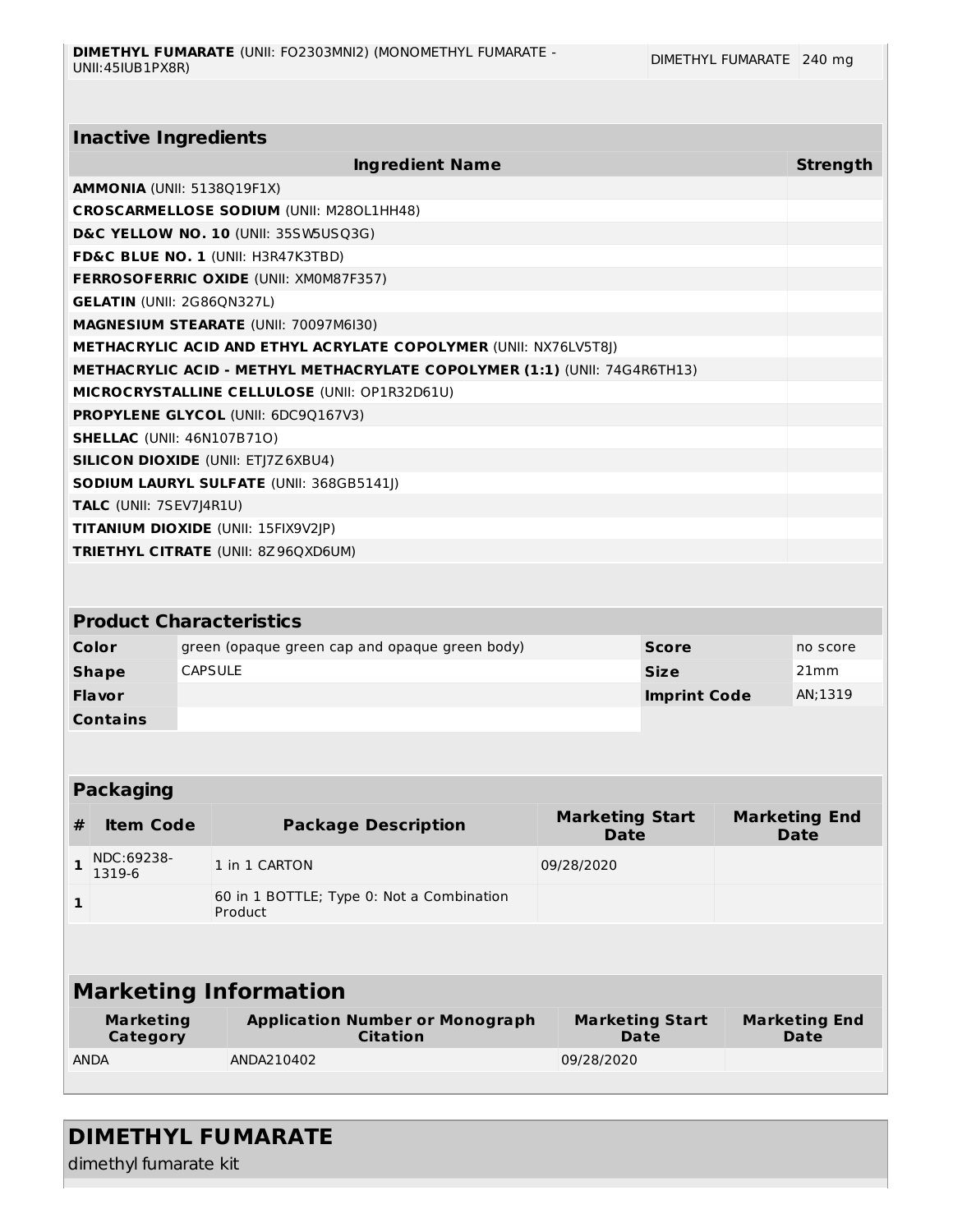| | | |
|---|---|---|
| **DIMETHYL FUMARATE** (UNII: FO2303MNI2) (MONOMETHYL FUMARATE - UNII:45IUB1PX8R) | DIMETHYL FUMARATE | 240 mg |

| Inactive Ingredients | |
|---|---|
| **Ingredient Name** | **Strength** |
| **AMMONIA** (UNII: 5138Q19F1X) | |
| **CROSCARMELLOSE SODIUM** (UNII: M28OL1HH48) | |
| **D&C YELLOW NO. 10** (UNII: 35SW5USQ3G) | |
| **FD&C BLUE NO. 1** (UNII: H3R47K3TBD) | |
| **FERROSOFERRIC OXIDE** (UNII: XM0M87F357) | |
| **GELATIN** (UNII: 2G86QN327L) | |
| **MAGNESIUM STEARATE** (UNII: 70097M6I30) | |
| **METHACRYLIC ACID AND ETHYL ACRYLATE COPOLYMER** (UNII: NX76LV5T8J) | |
| **METHACRYLIC ACID - METHYL METHACRYLATE COPOLYMER (1:1)** (UNII: 74G4R6TH13) | |
| **MICROCRYSTALLINE CELLULOSE** (UNII: OP1R32D61U) | |
| **PROPYLENE GLYCOL** (UNII: 6DC9Q167V3) | |
| **SHELLAC** (UNII: 46N107B71O) | |
| **SILICON DIOXIDE** (UNII: ETJ7Z6XBU4) | |
| **SODIUM LAURYL SULFATE** (UNII: 368GB5141J) | |
| **TALC** (UNII: 7SEV7J4R1U) | |
| **TITANIUM DIOXIDE** (UNII: 15FIX9V2JP) | |
| **TRIETHYL CITRATE** (UNII: 8Z96QXD6UM) | |

| Product Characteristics | | | |
|---|---|---|---|
| **Color** | green (opaque green cap and opaque green body) | **Score** | no score |
| **Shape** | CAPSULE | **Size** | 21mm |
| **Flavor** | | **Imprint Code** | AN;1319 |
| **Contains** | | | |

| Packaging | | | | |
|---|---|---|---|---|
| **#** | **Item Code** | **Package Description** | **Marketing Start Date** | **Marketing End Date** |
| 1 | NDC:69238-1319-6 | 1 in 1 CARTON | 09/28/2020 | |
| 1 | | 60 in 1 BOTTLE; Type 0: Not a Combination Product | | |

| Marketing Information | | | |
|---|---|---|---|
| **Marketing Category** | **Application Number or Monograph Citation** | **Marketing Start Date** | **Marketing End Date** |
| ANDA | ANDA210402 | 09/28/2020 | |

## DIMETHYL FUMARATE

dimethyl fumarate kit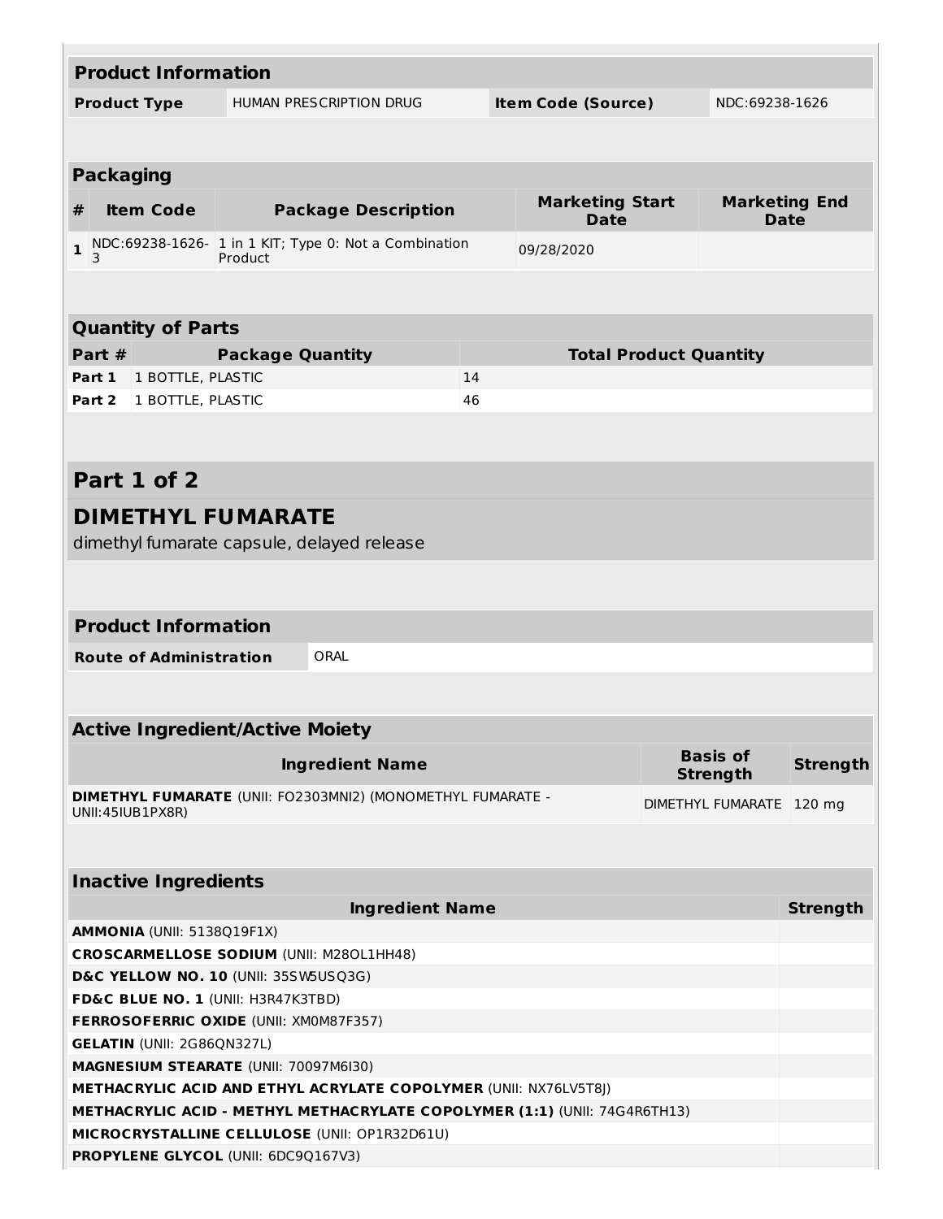| Product Information | | | |
|---|---|---|---|
| **Product Type** | HUMAN PRESCRIPTION DRUG | **Item Code (Source)** | NDC:69238-1626 |

| Packaging | | | | |
|---|---|---|---|---|
| **#** | **Item Code** | **Package Description** | **Marketing Start Date** | **Marketing End Date** |
| **1** | NDC:69238-1626-3 | 1 in 1 KIT; Type 0: Not a Combination Product | 09/28/2020 | |

| Quantity of Parts | | |
|---|---|---|
| **Part #** | **Package Quantity** | **Total Product Quantity** |
| **Part 1** | 1 BOTTLE, PLASTIC | 14 |
| **Part 2** | 1 BOTTLE, PLASTIC | 46 |

## Part 1 of 2

## DIMETHYL FUMARATE

dimethyl fumarate capsule, delayed release

| Product Information | |
|---|---|
| **Route of Administration** | ORAL |

| Active Ingredient/Active Moiety | | |
|---|---|---|
| **Ingredient Name** | **Basis of Strength** | **Strength** |
| **DIMETHYL FUMARATE** (UNII: FO2303MNI2) (MONOMETHYL FUMARATE - UNII:45IUB1PX8R) | DIMETHYL FUMARATE | 120 mg |

| Inactive Ingredients | |
|---|---|
| **Ingredient Name** | **Strength** |
| **AMMONIA** (UNII: 5138Q19F1X) | |
| **CROSCARMELLOSE SODIUM** (UNII: M28OL1HH48) | |
| **D&C YELLOW NO. 10** (UNII: 35SW5USQ3G) | |
| **FD&C BLUE NO. 1** (UNII: H3R47K3TBD) | |
| **FERROSOFERRIC OXIDE** (UNII: XM0M87F357) | |
| **GELATIN** (UNII: 2G86QN327L) | |
| **MAGNESIUM STEARATE** (UNII: 70097M6I30) | |
| **METHACRYLIC ACID AND ETHYL ACRYLATE COPOLYMER** (UNII: NX76LV5T8J) | |
| **METHACRYLIC ACID - METHYL METHACRYLATE COPOLYMER (1:1)** (UNII: 74G4R6TH13) | |
| **MICROCRYSTALLINE CELLULOSE** (UNII: OP1R32D61U) | |
| **PROPYLENE GLYCOL** (UNII: 6DC9Q167V3) | |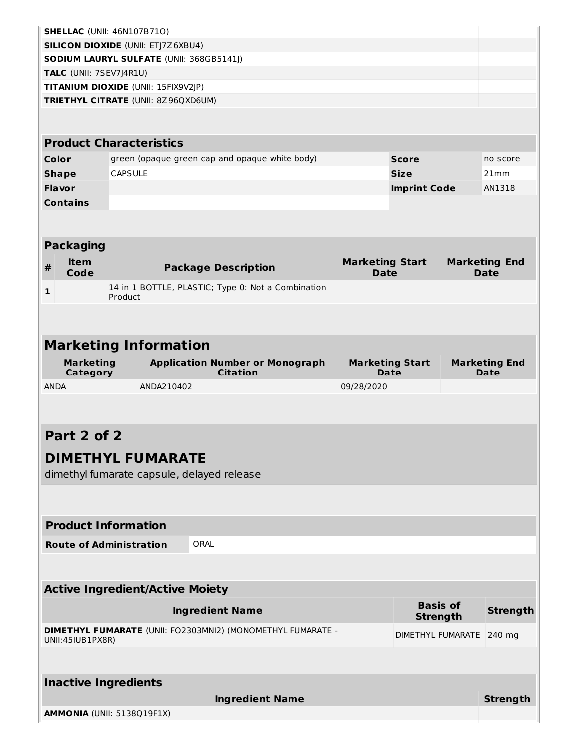| | |
|---|---|
| **SHELLAC** (UNII: 46N107B71O) | |
| **SILICON DIOXIDE** (UNII: ETJ7Z6XBU4) | |
| **SODIUM LAURYL SULFATE** (UNII: 368GB5141J) | |
| **TALC** (UNII: 7SEV7J4R1U) | |
| **TITANIUM DIOXIDE** (UNII: 15FIX9V2JP) | |
| **TRIETHYL CITRATE** (UNII: 8Z96QXD6UM) | |

| **Product Characteristics** | | | |
|---|---|---|---|
| **Color** | green (opaque green cap and opaque white body) | **Score** | no score |
| **Shape** | CAPSULE | **Size** | 21mm |
| **Flavor** | | **Imprint Code** | AN1318 |
| **Contains** | | | |

| **Packaging** | | | | |
|---|---|---|---|---|
| **#** | **Item Code** | **Package Description** | **Marketing Start Date** | **Marketing End Date** |
| **1** | | 14 in 1 BOTTLE, PLASTIC; Type 0: Not a Combination Product | | |

| **Marketing Information** | | | |
|---|---|---|---|
| **Marketing Category** | **Application Number or Monograph Citation** | **Marketing Start Date** | **Marketing End Date** |
| ANDA | ANDA210402 | 09/28/2020 | |

## Part 2 of 2

## DIMETHYL FUMARATE

dimethyl fumarate capsule, delayed release

| **Product Information** | |
|---|---|
| **Route of Administration** | ORAL |

| **Active Ingredient/Active Moiety** | | |
|---|---|---|
| **Ingredient Name** | **Basis of Strength** | **Strength** |
| **DIMETHYL FUMARATE** (UNII: FO2303MNI2) (MONOMETHYL FUMARATE - UNII:45IUB1PX8R) | DIMETHYL FUMARATE | 240 mg |

| **Inactive Ingredients** | |
|---|---|
| **Ingredient Name** | **Strength** |
| **AMMONIA** (UNII: 5138Q19F1X) | |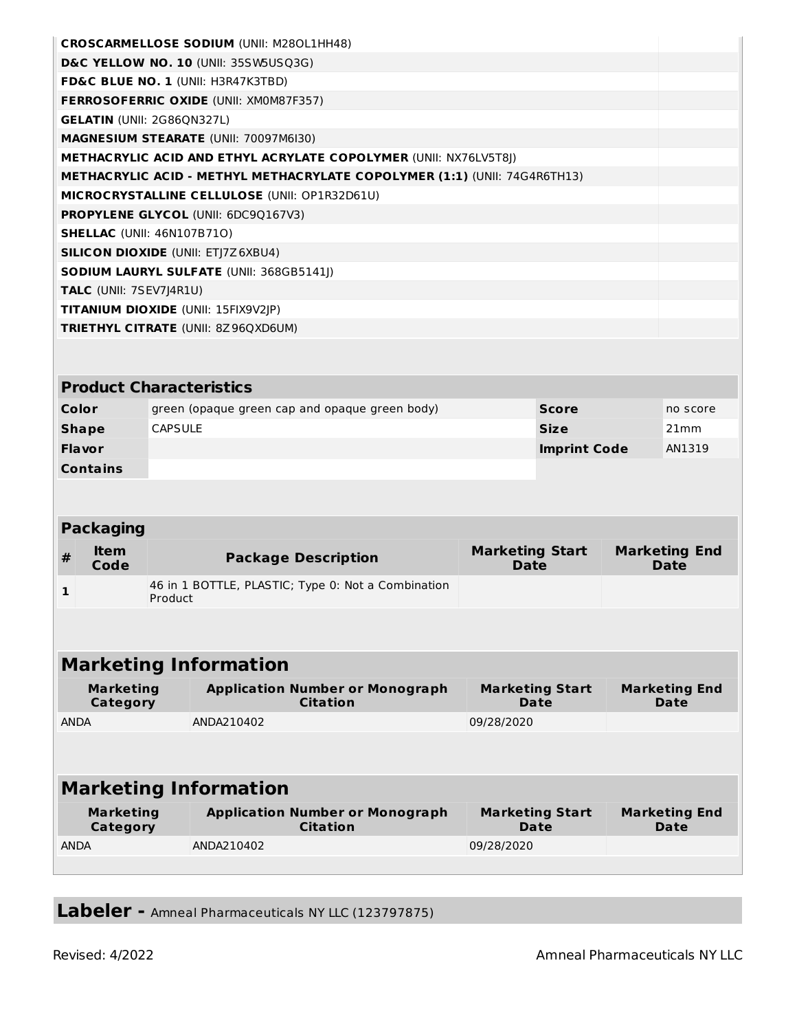| | |
|---|---|
| **CROSCARMELLOSE SODIUM** (UNII: M28OL1HH48) | |
| **D&C YELLOW NO. 10** (UNII: 35SW5USQ3G) | |
| **FD&C BLUE NO. 1** (UNII: H3R47K3TBD) | |
| **FERROSOFERRIC OXIDE** (UNII: XM0M87F357) | |
| **GELATIN** (UNII: 2G86QN327L) | |
| **MAGNESIUM STEARATE** (UNII: 70097M6I30) | |
| **METHACRYLIC ACID AND ETHYL ACRYLATE COPOLYMER** (UNII: NX76LV5T8J) | |
| **METHACRYLIC ACID - METHYL METHACRYLATE COPOLYMER (1:1)** (UNII: 74G4R6TH13) | |
| **MICROCRYSTALLINE CELLULOSE** (UNII: OP1R32D61U) | |
| **PROPYLENE GLYCOL** (UNII: 6DC9Q167V3) | |
| **SHELLAC** (UNII: 46N107B71O) | |
| **SILICON DIOXIDE** (UNII: ETJ7Z6XBU4) | |
| **SODIUM LAURYL SULFATE** (UNII: 368GB5141J) | |
| **TALC** (UNII: 7SEV7J4R1U) | |
| **TITANIUM DIOXIDE** (UNII: 15FIX9V2JP) | |
| **TRIETHYL CITRATE** (UNII: 8Z96QXD6UM) | |

## Product Characteristics

| | | | |
|---|---|---|---|
| **Color** | green (opaque green cap and opaque green body) | **Score** | no score |
| **Shape** | CAPSULE | **Size** | 21mm |
| **Flavor** | | **Imprint Code** | AN1319 |
| **Contains** | | | |

## Packaging

| # | Item Code | Package Description | Marketing Start Date | Marketing End Date |
|---|---|---|---|---|
| 1 | | 46 in 1 BOTTLE, PLASTIC; Type 0: Not a Combination Product | | |

## Marketing Information

| Marketing Category | Application Number or Monograph Citation | Marketing Start Date | Marketing End Date |
|---|---|---|---|
| ANDA | ANDA210402 | 09/28/2020 | |

## Marketing Information

| Marketing Category | Application Number or Monograph Citation | Marketing Start Date | Marketing End Date |
|---|---|---|---|
| ANDA | ANDA210402 | 09/28/2020 | |

**Labeler -** Amneal Pharmaceuticals NY LLC (123797875)

Revised: 4/2022

Amneal Pharmaceuticals NY LLC